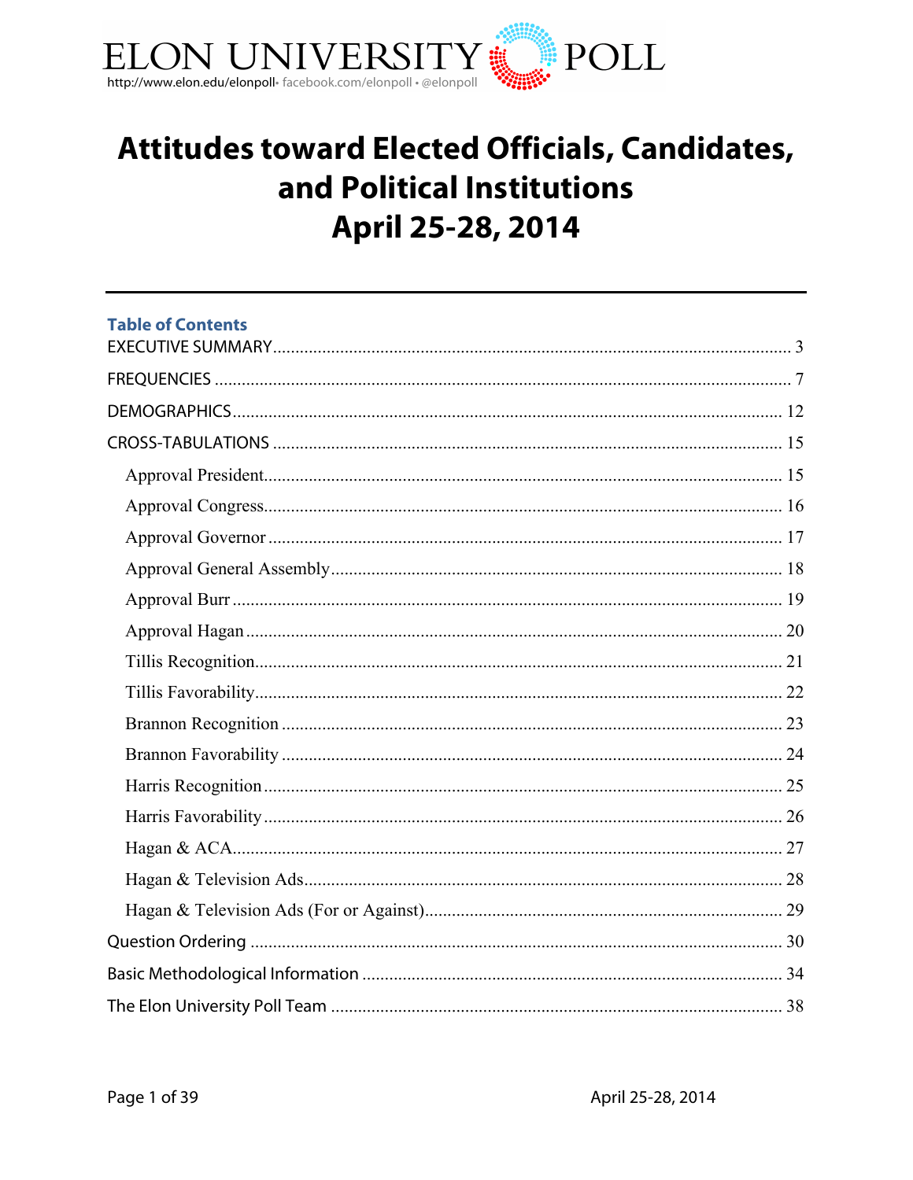ELON UNIVERSITY POLL

http://www.elon.edu/elonpoll• facebook.com/elonpoll • @elonpoll

# Attitudes toward Elected Officials, Candidates, and Political Institutions
# April 25-28, 2014

## Table of Contents

EXECUTIVE SUMMARY .......... 3

FREQUENCIES .......... 7

DEMOGRAPHICS .......... 12

CROSS-TABULATIONS .......... 15

- Approval President .......... 15
- Approval Congress .......... 16
- Approval Governor .......... 17
- Approval General Assembly .......... 18
- Approval Burr .......... 19
- Approval Hagan .......... 20
- Tillis Recognition .......... 21
- Tillis Favorability .......... 22
- Brannon Recognition .......... 23
- Brannon Favorability .......... 24
- Harris Recognition .......... 25
- Harris Favorability .......... 26
- Hagan & ACA .......... 27
- Hagan & Television Ads .......... 28
- Hagan & Television Ads (For or Against) .......... 29

Question Ordering .......... 30

Basic Methodological Information .......... 34

The Elon University Poll Team .......... 38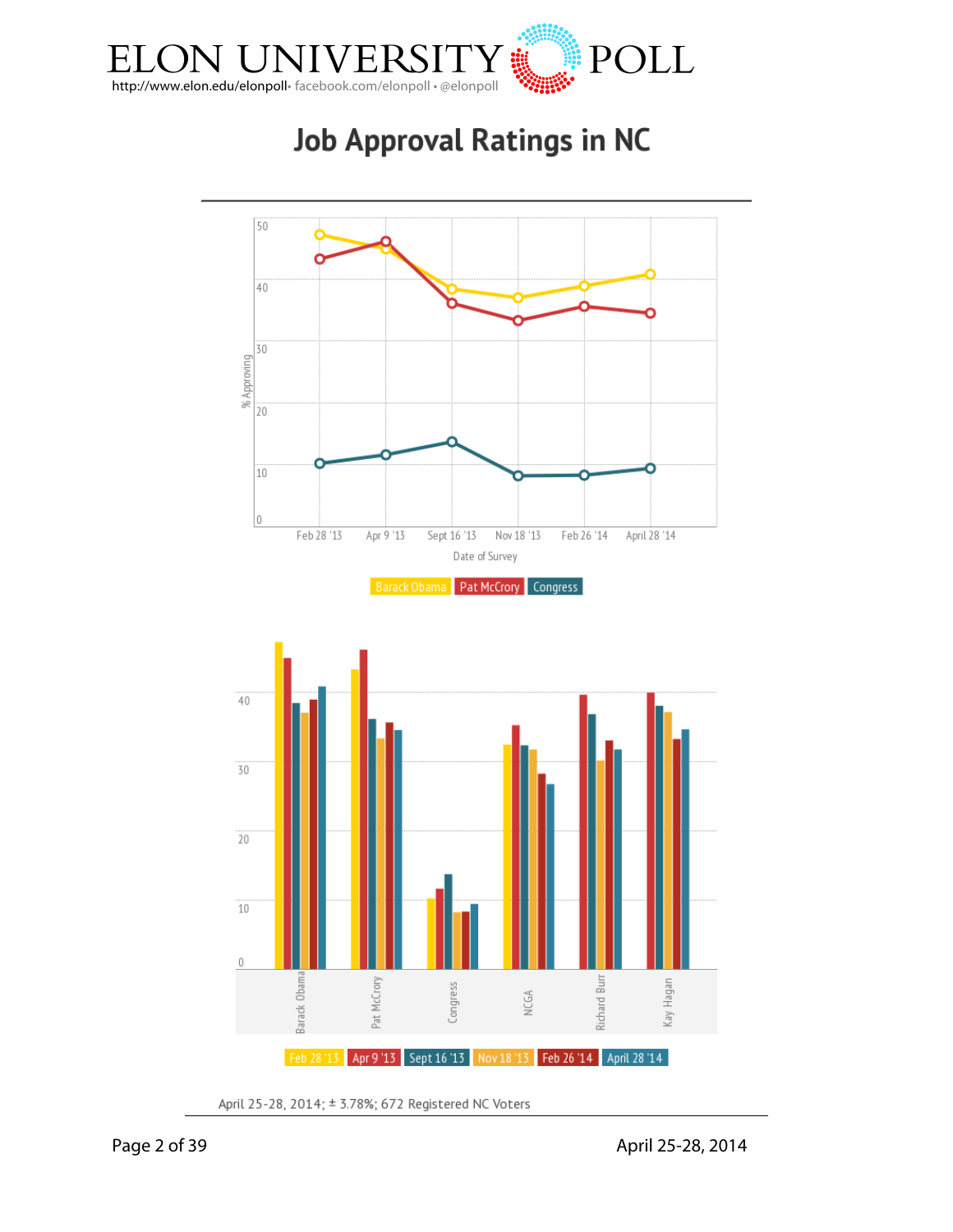# Job Approval Ratings in NC

% Approving

Date of Survey: Feb 28 '13, Apr 9 '13, Sept 16 '13, Nov 18 '13, Feb 26 '14, April 28 '14

Barack Obama | Pat McCrory | Congress

Barack Obama, Pat McCrory, Congress, NCGA, Richard Burr, Kay Hagan

Feb 28 '13 | Apr 9 '13 | Sept 16 '13 | Nov 18 '13 | Feb 26 '14 | April 28 '14

April 25-28, 2014; ± 3.78%; 672 Registered NC Voters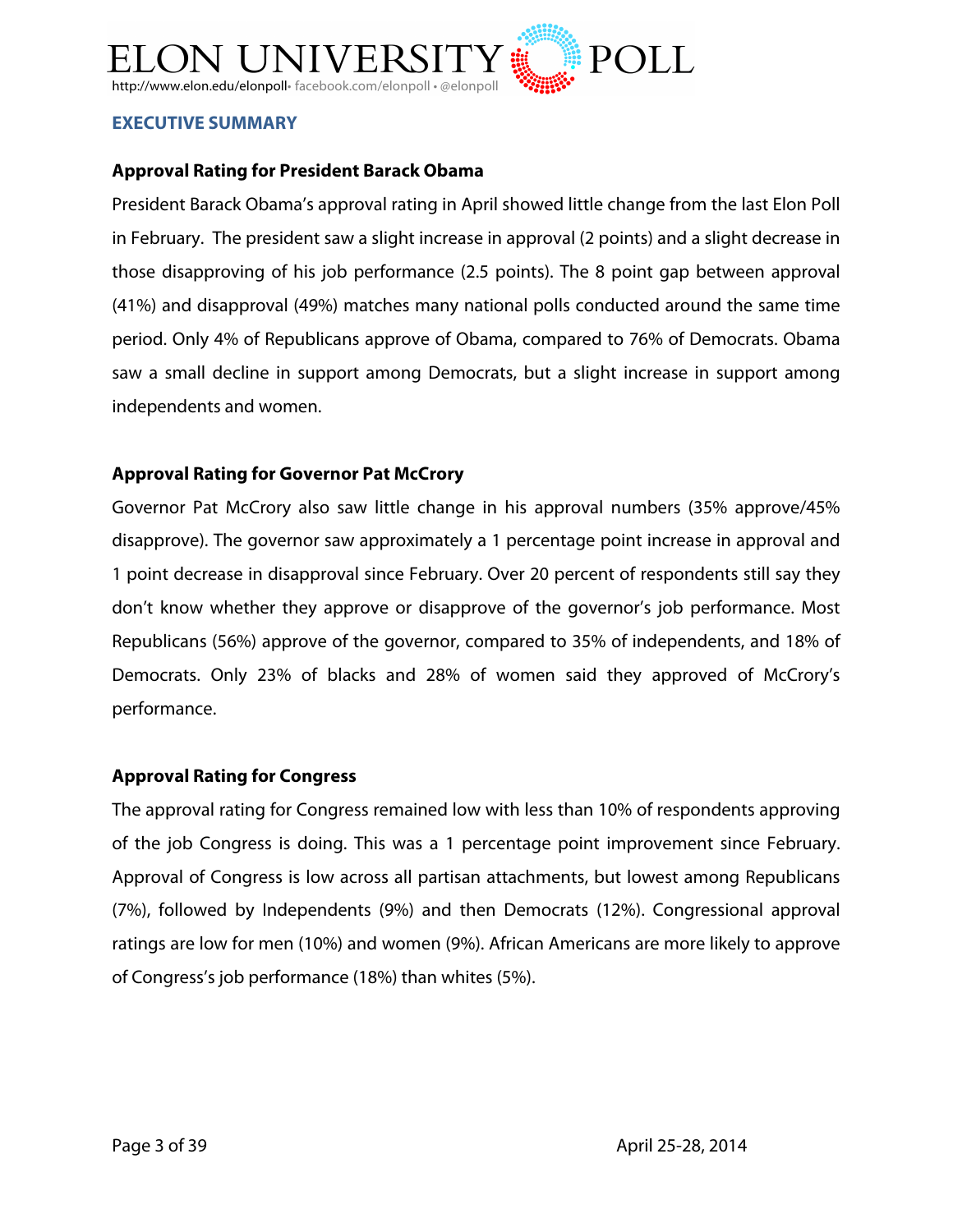## EXECUTIVE SUMMARY

### Approval Rating for President Barack Obama

President Barack Obama's approval rating in April showed little change from the last Elon Poll in February. The president saw a slight increase in approval (2 points) and a slight decrease in those disapproving of his job performance (2.5 points). The 8 point gap between approval (41%) and disapproval (49%) matches many national polls conducted around the same time period. Only 4% of Republicans approve of Obama, compared to 76% of Democrats. Obama saw a small decline in support among Democrats, but a slight increase in support among independents and women.

### Approval Rating for Governor Pat McCrory

Governor Pat McCrory also saw little change in his approval numbers (35% approve/45% disapprove). The governor saw approximately a 1 percentage point increase in approval and 1 point decrease in disapproval since February. Over 20 percent of respondents still say they don't know whether they approve or disapprove of the governor's job performance. Most Republicans (56%) approve of the governor, compared to 35% of independents, and 18% of Democrats. Only 23% of blacks and 28% of women said they approved of McCrory's performance.

### Approval Rating for Congress

The approval rating for Congress remained low with less than 10% of respondents approving of the job Congress is doing. This was a 1 percentage point improvement since February. Approval of Congress is low across all partisan attachments, but lowest among Republicans (7%), followed by Independents (9%) and then Democrats (12%). Congressional approval ratings are low for men (10%) and women (9%). African Americans are more likely to approve of Congress's job performance (18%) than whites (5%).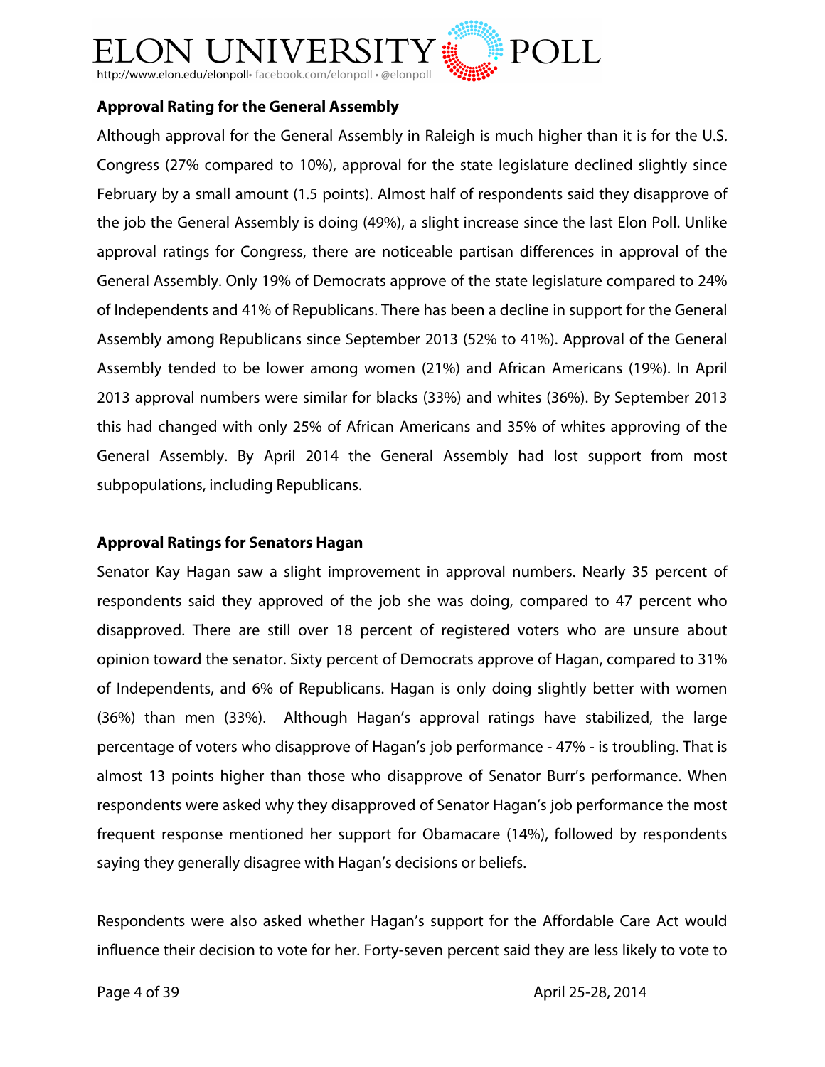## Approval Rating for the General Assembly

Although approval for the General Assembly in Raleigh is much higher than it is for the U.S. Congress (27% compared to 10%), approval for the state legislature declined slightly since February by a small amount (1.5 points). Almost half of respondents said they disapprove of the job the General Assembly is doing (49%), a slight increase since the last Elon Poll. Unlike approval ratings for Congress, there are noticeable partisan differences in approval of the General Assembly. Only 19% of Democrats approve of the state legislature compared to 24% of Independents and 41% of Republicans. There has been a decline in support for the General Assembly among Republicans since September 2013 (52% to 41%). Approval of the General Assembly tended to be lower among women (21%) and African Americans (19%). In April 2013 approval numbers were similar for blacks (33%) and whites (36%). By September 2013 this had changed with only 25% of African Americans and 35% of whites approving of the General Assembly. By April 2014 the General Assembly had lost support from most subpopulations, including Republicans.

## Approval Ratings for Senators Hagan

Senator Kay Hagan saw a slight improvement in approval numbers. Nearly 35 percent of respondents said they approved of the job she was doing, compared to 47 percent who disapproved. There are still over 18 percent of registered voters who are unsure about opinion toward the senator. Sixty percent of Democrats approve of Hagan, compared to 31% of Independents, and 6% of Republicans. Hagan is only doing slightly better with women (36%) than men (33%). Although Hagan's approval ratings have stabilized, the large percentage of voters who disapprove of Hagan's job performance - 47% - is troubling. That is almost 13 points higher than those who disapprove of Senator Burr's performance. When respondents were asked why they disapproved of Senator Hagan's job performance the most frequent response mentioned her support for Obamacare (14%), followed by respondents saying they generally disagree with Hagan's decisions or beliefs.

Respondents were also asked whether Hagan's support for the Affordable Care Act would influence their decision to vote for her. Forty-seven percent said they are less likely to vote to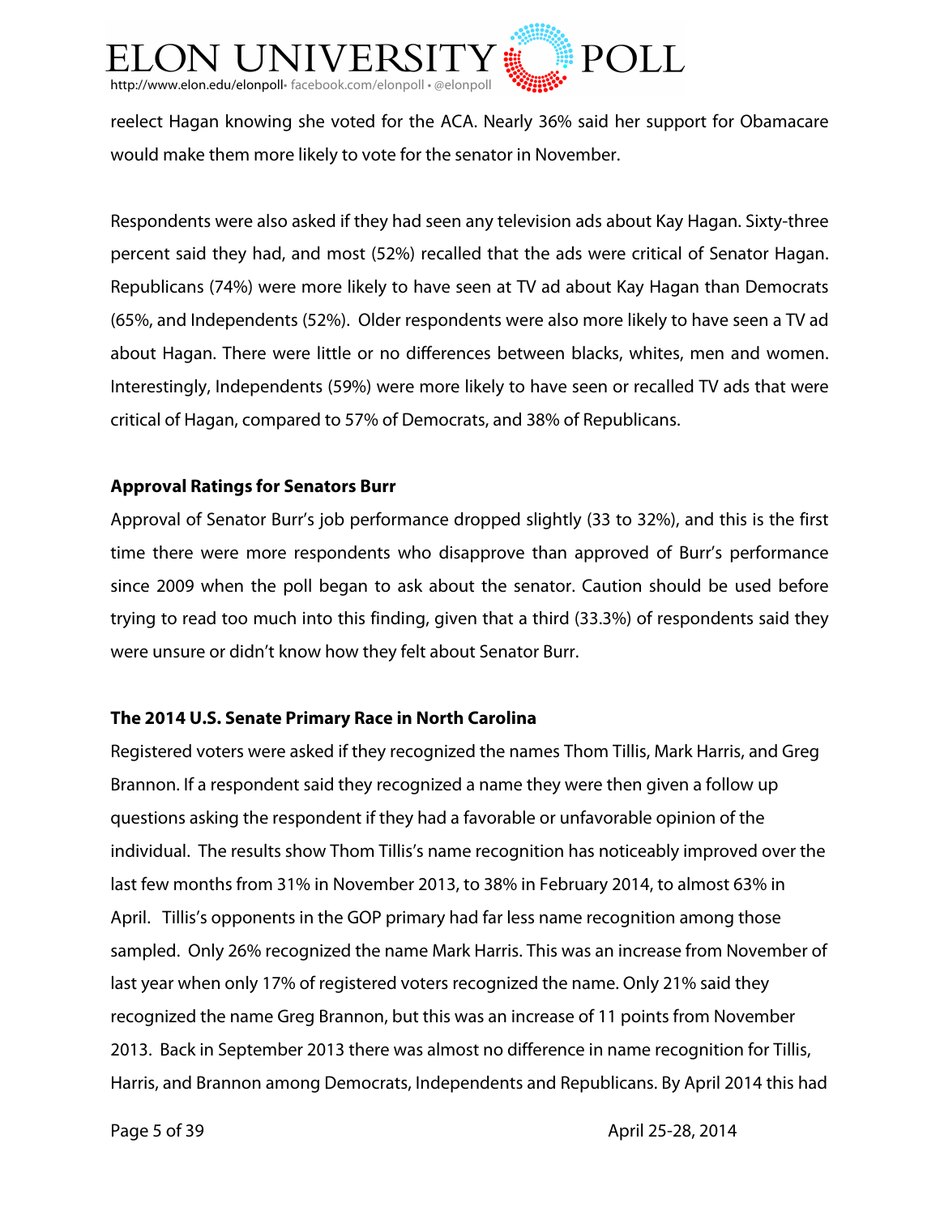reelect Hagan knowing she voted for the ACA. Nearly 36% said her support for Obamacare would make them more likely to vote for the senator in November.

Respondents were also asked if they had seen any television ads about Kay Hagan. Sixty-three percent said they had, and most (52%) recalled that the ads were critical of Senator Hagan. Republicans (74%) were more likely to have seen at TV ad about Kay Hagan than Democrats (65%, and Independents (52%). Older respondents were also more likely to have seen a TV ad about Hagan. There were little or no differences between blacks, whites, men and women. Interestingly, Independents (59%) were more likely to have seen or recalled TV ads that were critical of Hagan, compared to 57% of Democrats, and 38% of Republicans.

**Approval Ratings for Senators Burr**

Approval of Senator Burr's job performance dropped slightly (33 to 32%), and this is the first time there were more respondents who disapprove than approved of Burr's performance since 2009 when the poll began to ask about the senator. Caution should be used before trying to read too much into this finding, given that a third (33.3%) of respondents said they were unsure or didn't know how they felt about Senator Burr.

**The 2014 U.S. Senate Primary Race in North Carolina**

Registered voters were asked if they recognized the names Thom Tillis, Mark Harris, and Greg Brannon. If a respondent said they recognized a name they were then given a follow up questions asking the respondent if they had a favorable or unfavorable opinion of the individual. The results show Thom Tillis's name recognition has noticeably improved over the last few months from 31% in November 2013, to 38% in February 2014, to almost 63% in April. Tillis's opponents in the GOP primary had far less name recognition among those sampled. Only 26% recognized the name Mark Harris. This was an increase from November of last year when only 17% of registered voters recognized the name. Only 21% said they recognized the name Greg Brannon, but this was an increase of 11 points from November 2013. Back in September 2013 there was almost no difference in name recognition for Tillis, Harris, and Brannon among Democrats, Independents and Republicans. By April 2014 this had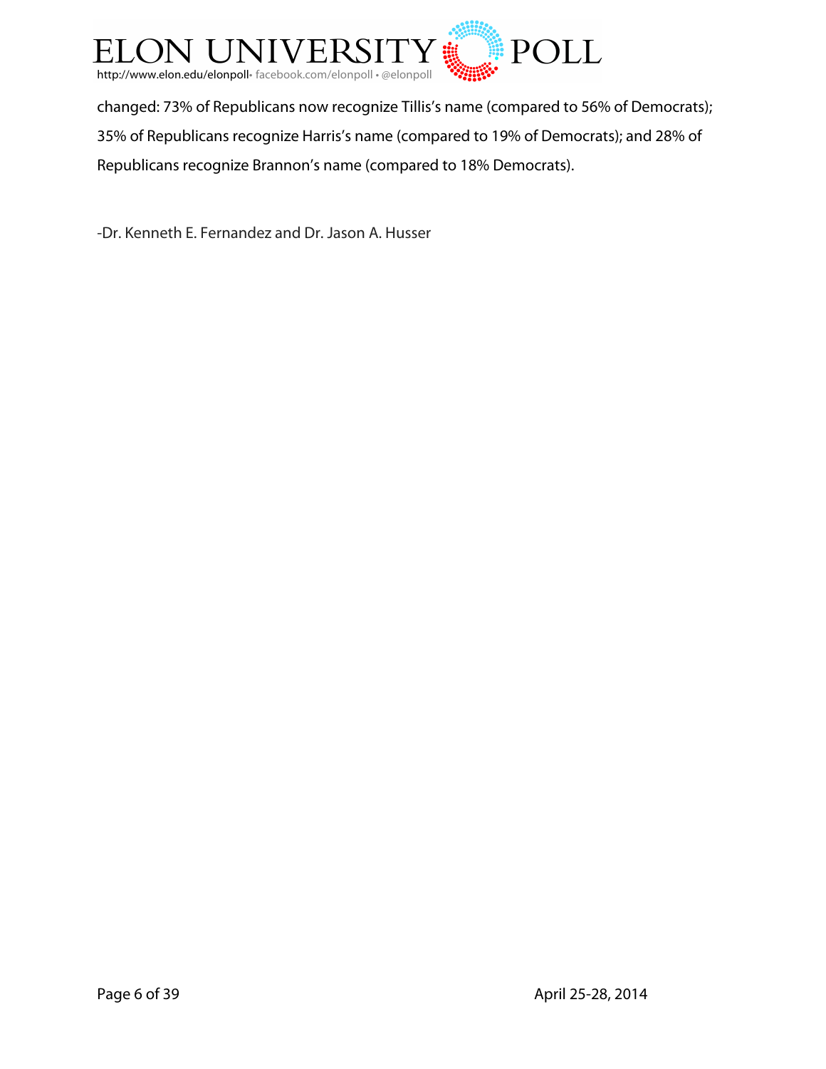changed: 73% of Republicans now recognize Tillis's name (compared to 56% of Democrats); 35% of Republicans recognize Harris's name (compared to 19% of Democrats); and 28% of Republicans recognize Brannon's name (compared to 18% Democrats).

-Dr. Kenneth E. Fernandez and Dr. Jason A. Husser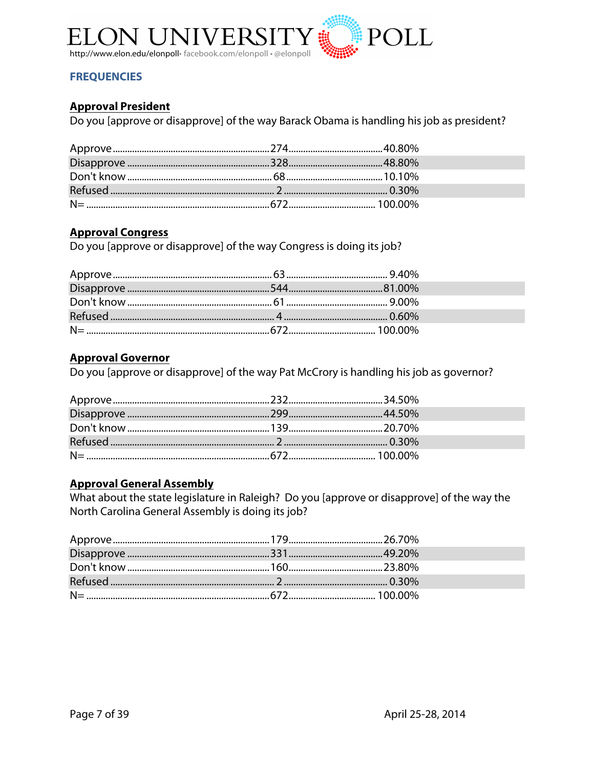## FREQUENCIES

### Approval President

Do you [approve or disapprove] of the way Barack Obama is handling his job as president?

| Response | Count | Percent |
|---|---|---|
| Approve | 274 | 40.80% |
| Disapprove | 328 | 48.80% |
| Don't know | 68 | 10.10% |
| Refused | 2 | 0.30% |
| N= | 672 | 100.00% |

### Approval Congress

Do you [approve or disapprove] of the way Congress is doing its job?

| Response | Count | Percent |
|---|---|---|
| Approve | 63 | 9.40% |
| Disapprove | 544 | 81.00% |
| Don't know | 61 | 9.00% |
| Refused | 4 | 0.60% |
| N= | 672 | 100.00% |

### Approval Governor

Do you [approve or disapprove] of the way Pat McCrory is handling his job as governor?

| Response | Count | Percent |
|---|---|---|
| Approve | 232 | 34.50% |
| Disapprove | 299 | 44.50% |
| Don't know | 139 | 20.70% |
| Refused | 2 | 0.30% |
| N= | 672 | 100.00% |

### Approval General Assembly

What about the state legislature in Raleigh? Do you [approve or disapprove] of the way the North Carolina General Assembly is doing its job?

| Response | Count | Percent |
|---|---|---|
| Approve | 179 | 26.70% |
| Disapprove | 331 | 49.20% |
| Don't know | 160 | 23.80% |
| Refused | 2 | 0.30% |
| N= | 672 | 100.00% |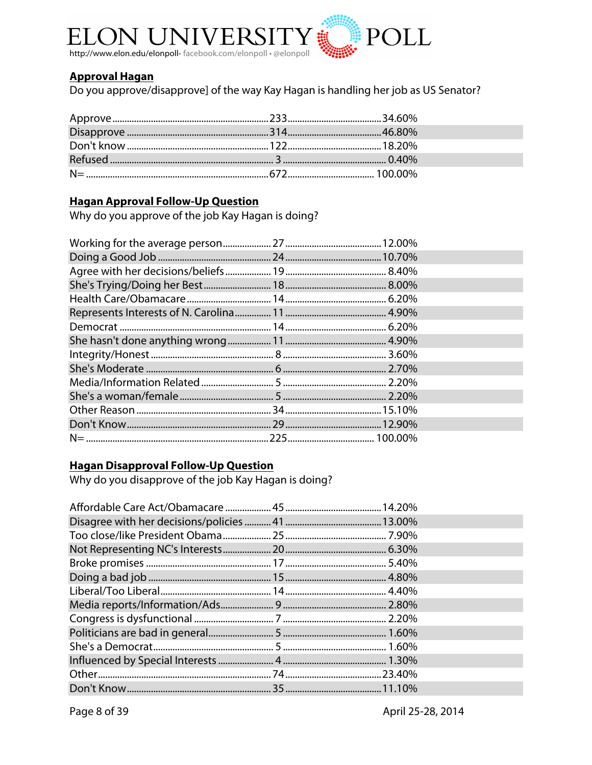## Approval Hagan

Do you approve/disapprove] of the way Kay Hagan is handling her job as US Senator?

| | | |
|---|---|---|
| Approve | 233 | 34.60% |
| Disapprove | 314 | 46.80% |
| Don't know | 122 | 18.20% |
| Refused | 3 | 0.40% |
| N= | 672 | 100.00% |

## Hagan Approval Follow-Up Question

Why do you approve of the job Kay Hagan is doing?

| | | |
|---|---|---|
| Working for the average person | 27 | 12.00% |
| Doing a Good Job | 24 | 10.70% |
| Agree with her decisions/beliefs | 19 | 8.40% |
| She's Trying/Doing her Best | 18 | 8.00% |
| Health Care/Obamacare | 14 | 6.20% |
| Represents Interests of N. Carolina | 11 | 4.90% |
| Democrat | 14 | 6.20% |
| She hasn't done anything wrong | 11 | 4.90% |
| Integrity/Honest | 8 | 3.60% |
| She's Moderate | 6 | 2.70% |
| Media/Information Related | 5 | 2.20% |
| She's a woman/female | 5 | 2.20% |
| Other Reason | 34 | 15.10% |
| Don't Know | 29 | 12.90% |
| N= | 225 | 100.00% |

## Hagan Disapproval Follow-Up Question

Why do you disapprove of the job Kay Hagan is doing?

| | | |
|---|---|---|
| Affordable Care Act/Obamacare | 45 | 14.20% |
| Disagree with her decisions/policies | 41 | 13.00% |
| Too close/like President Obama | 25 | 7.90% |
| Not Representing NC's Interests | 20 | 6.30% |
| Broke promises | 17 | 5.40% |
| Doing a bad job | 15 | 4.80% |
| Liberal/Too Liberal | 14 | 4.40% |
| Media reports/Information/Ads | 9 | 2.80% |
| Congress is dysfunctional | 7 | 2.20% |
| Politicians are bad in general | 5 | 1.60% |
| She's a Democrat | 5 | 1.60% |
| Influenced by Special Interests | 4 | 1.30% |
| Other | 74 | 23.40% |
| Don't Know | 35 | 11.10% |

April 25-28, 2014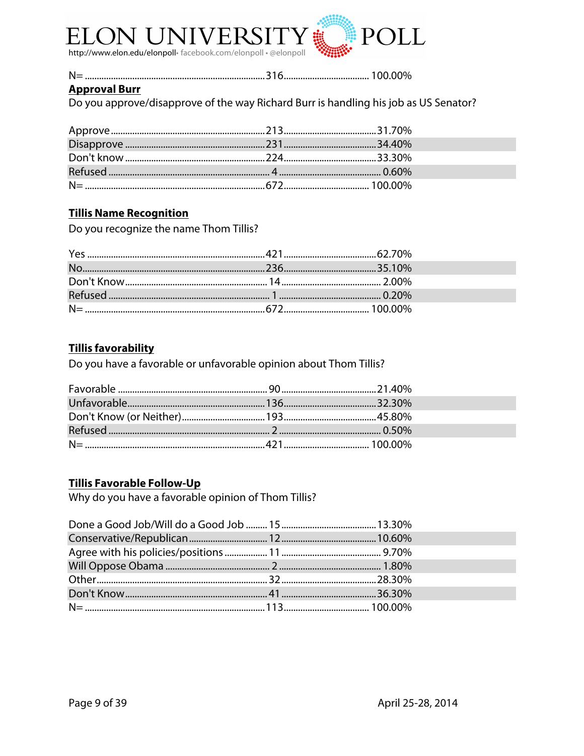| N= | 316 | 100.00% |
|---|---|---|

**Approval Burr**

Do you approve/disapprove of the way Richard Burr is handling his job as US Senator?

| | | |
|---|---|---|
| Approve | 213 | 31.70% |
| Disapprove | 231 | 34.40% |
| Don't know | 224 | 33.30% |
| Refused | 4 | 0.60% |
| N= | 672 | 100.00% |

**Tillis Name Recognition**

Do you recognize the name Thom Tillis?

| | | |
|---|---|---|
| Yes | 421 | 62.70% |
| No | 236 | 35.10% |
| Don't Know | 14 | 2.00% |
| Refused | 1 | 0.20% |
| N= | 672 | 100.00% |

**Tillis favorability**

Do you have a favorable or unfavorable opinion about Thom Tillis?

| | | |
|---|---|---|
| Favorable | 90 | 21.40% |
| Unfavorable | 136 | 32.30% |
| Don't Know (or Neither) | 193 | 45.80% |
| Refused | 2 | 0.50% |
| N= | 421 | 100.00% |

**Tillis Favorable Follow-Up**

Why do you have a favorable opinion of Thom Tillis?

| | | |
|---|---|---|
| Done a Good Job/Will do a Good Job | 15 | 13.30% |
| Conservative/Republican | 12 | 10.60% |
| Agree with his policies/positions | 11 | 9.70% |
| Will Oppose Obama | 2 | 1.80% |
| Other | 32 | 28.30% |
| Don't Know | 41 | 36.30% |
| N= | 113 | 100.00% |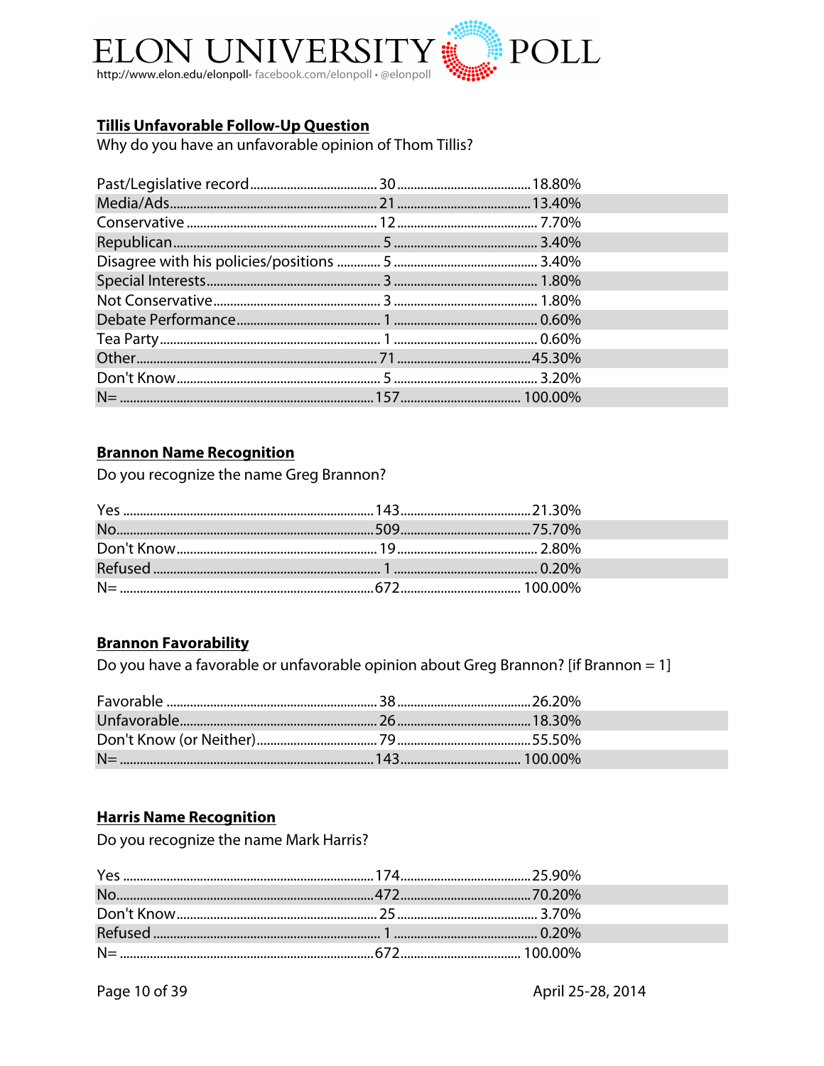## Tillis Unfavorable Follow-Up Question

Why do you have an unfavorable opinion of Thom Tillis?

| Response | N | % |
|---|---|---|
| Past/Legislative record | 30 | 18.80% |
| Media/Ads | 21 | 13.40% |
| Conservative | 12 | 7.70% |
| Republican | 5 | 3.40% |
| Disagree with his policies/positions | 5 | 3.40% |
| Special Interests | 3 | 1.80% |
| Not Conservative | 3 | 1.80% |
| Debate Performance | 1 | 0.60% |
| Tea Party | 1 | 0.60% |
| Other | 71 | 45.30% |
| Don't Know | 5 | 3.20% |
| N= | 157 | 100.00% |

## Brannon Name Recognition

Do you recognize the name Greg Brannon?

| Response | N | % |
|---|---|---|
| Yes | 143 | 21.30% |
| No | 509 | 75.70% |
| Don't Know | 19 | 2.80% |
| Refused | 1 | 0.20% |
| N= | 672 | 100.00% |

## Brannon Favorability

Do you have a favorable or unfavorable opinion about Greg Brannon? [if Brannon = 1]

| Response | N | % |
|---|---|---|
| Favorable | 38 | 26.20% |
| Unfavorable | 26 | 18.30% |
| Don't Know (or Neither) | 79 | 55.50% |
| N= | 143 | 100.00% |

## Harris Name Recognition

Do you recognize the name Mark Harris?

| Response | N | % |
|---|---|---|
| Yes | 174 | 25.90% |
| No | 472 | 70.20% |
| Don't Know | 25 | 3.70% |
| Refused | 1 | 0.20% |
| N= | 672 | 100.00% |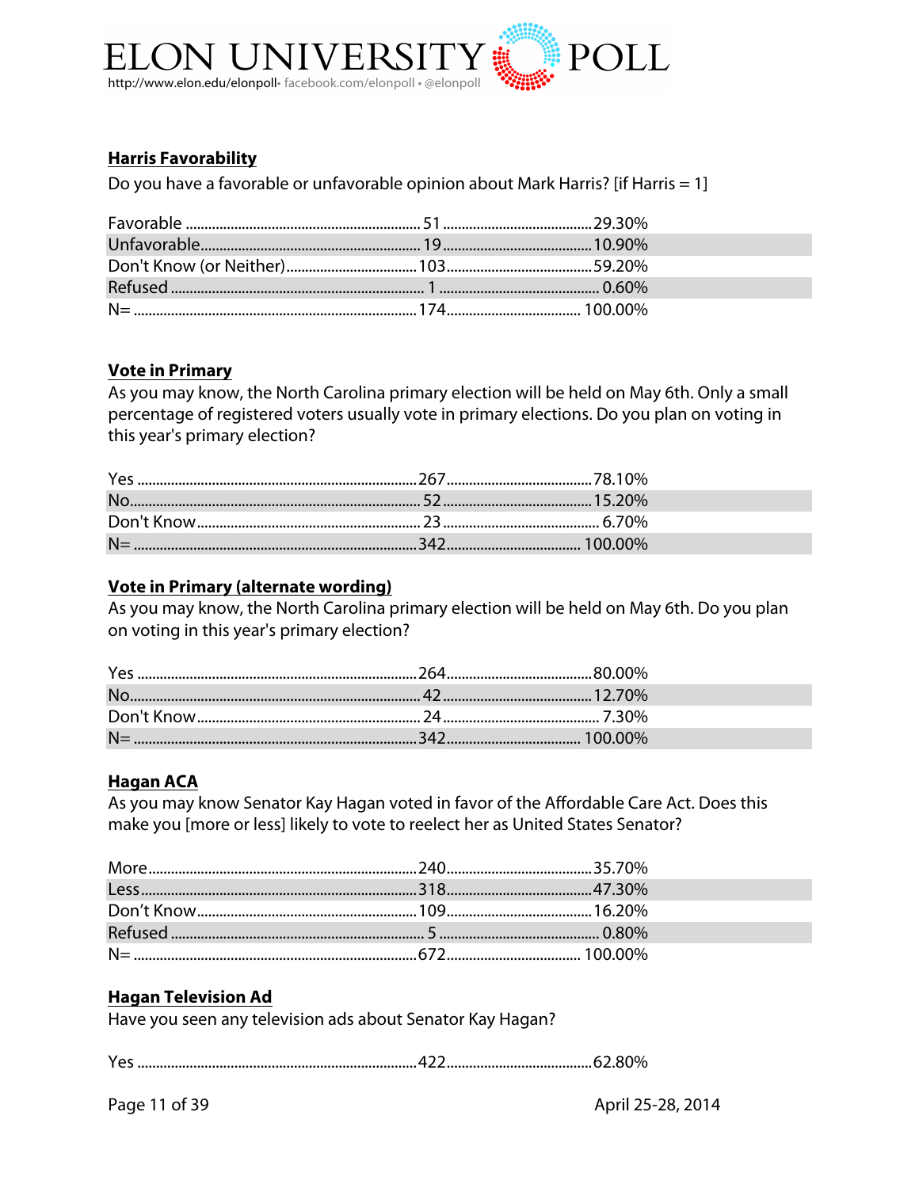## Harris Favorability

Do you have a favorable or unfavorable opinion about Mark Harris? [if Harris = 1]

| Response | Count | Percent |
|---|---|---|
| Favorable | 51 | 29.30% |
| Unfavorable | 19 | 10.90% |
| Don't Know (or Neither) | 103 | 59.20% |
| Refused | 1 | 0.60% |
| N= | 174 | 100.00% |

## Vote in Primary

As you may know, the North Carolina primary election will be held on May 6th. Only a small percentage of registered voters usually vote in primary elections. Do you plan on voting in this year's primary election?

| Response | Count | Percent |
|---|---|---|
| Yes | 267 | 78.10% |
| No | 52 | 15.20% |
| Don't Know | 23 | 6.70% |
| N= | 342 | 100.00% |

## Vote in Primary (alternate wording)

As you may know, the North Carolina primary election will be held on May 6th. Do you plan on voting in this year's primary election?

| Response | Count | Percent |
|---|---|---|
| Yes | 264 | 80.00% |
| No | 42 | 12.70% |
| Don't Know | 24 | 7.30% |
| N= | 342 | 100.00% |

## Hagan ACA

As you may know Senator Kay Hagan voted in favor of the Affordable Care Act. Does this make you [more or less] likely to vote to reelect her as United States Senator?

| Response | Count | Percent |
|---|---|---|
| More | 240 | 35.70% |
| Less | 318 | 47.30% |
| Don't Know | 109 | 16.20% |
| Refused | 5 | 0.80% |
| N= | 672 | 100.00% |

## Hagan Television Ad

Have you seen any television ads about Senator Kay Hagan?

| Response | Count | Percent |
|---|---|---|
| Yes | 422 | 62.80% |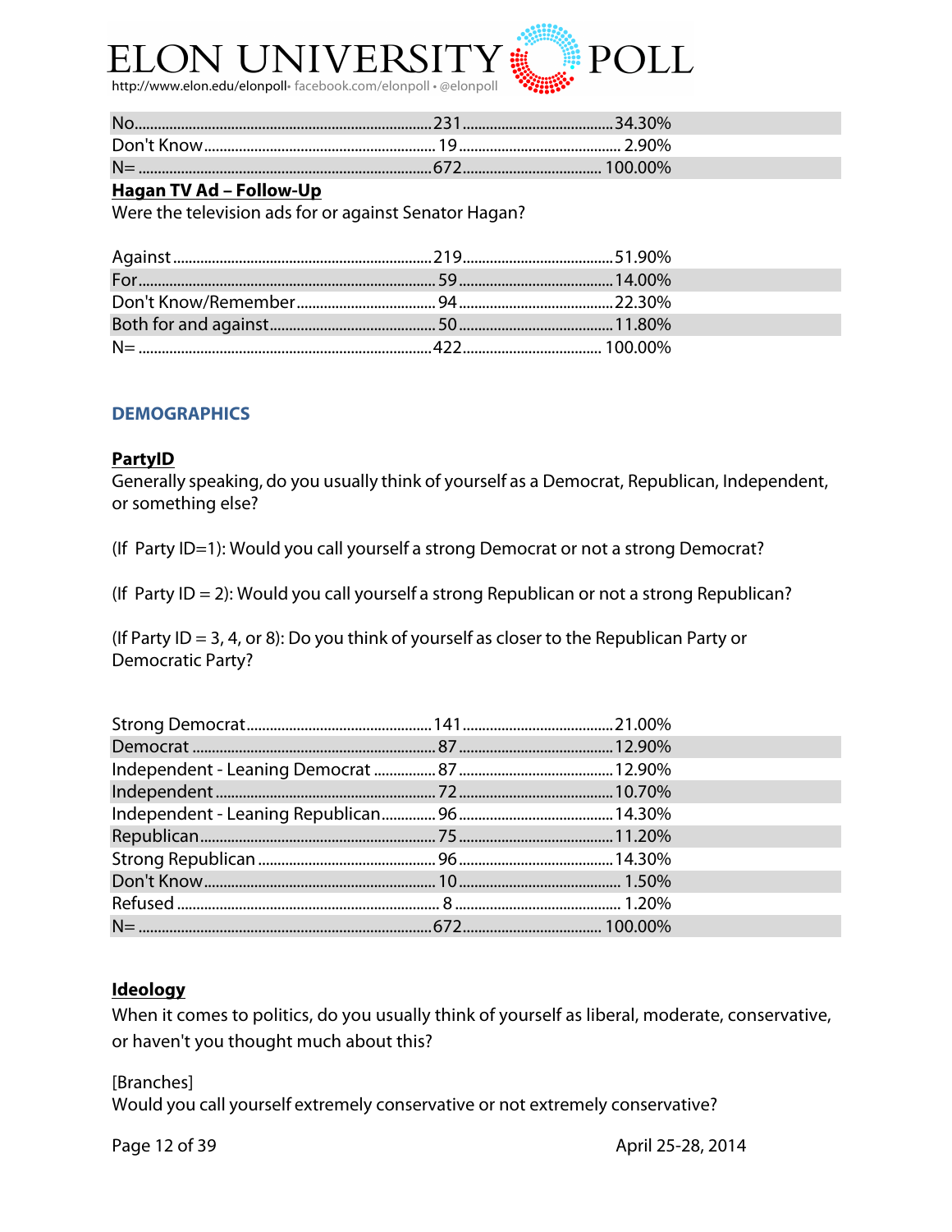| | | |
|---|---|---|
| No | 231 | 34.30% |
| Don't Know | 19 | 2.90% |
| N= | 672 | 100.00% |

**Hagan TV Ad – Follow-Up**

Were the television ads for or against Senator Hagan?

| | | |
|---|---|---|
| Against | 219 | 51.90% |
| For | 59 | 14.00% |
| Don't Know/Remember | 94 | 22.30% |
| Both for and against | 50 | 11.80% |
| N= | 422 | 100.00% |

## DEMOGRAPHICS

**PartyID**

Generally speaking, do you usually think of yourself as a Democrat, Republican, Independent, or something else?

(If Party ID=1): Would you call yourself a strong Democrat or not a strong Democrat?

(If Party ID = 2): Would you call yourself a strong Republican or not a strong Republican?

(If Party ID = 3, 4, or 8): Do you think of yourself as closer to the Republican Party or Democratic Party?

| | | |
|---|---|---|
| Strong Democrat | 141 | 21.00% |
| Democrat | 87 | 12.90% |
| Independent - Leaning Democrat | 87 | 12.90% |
| Independent | 72 | 10.70% |
| Independent - Leaning Republican | 96 | 14.30% |
| Republican | 75 | 11.20% |
| Strong Republican | 96 | 14.30% |
| Don't Know | 10 | 1.50% |
| Refused | 8 | 1.20% |
| N= | 672 | 100.00% |

**Ideology**

When it comes to politics, do you usually think of yourself as liberal, moderate, conservative, or haven't you thought much about this?

[Branches]
Would you call yourself extremely conservative or not extremely conservative?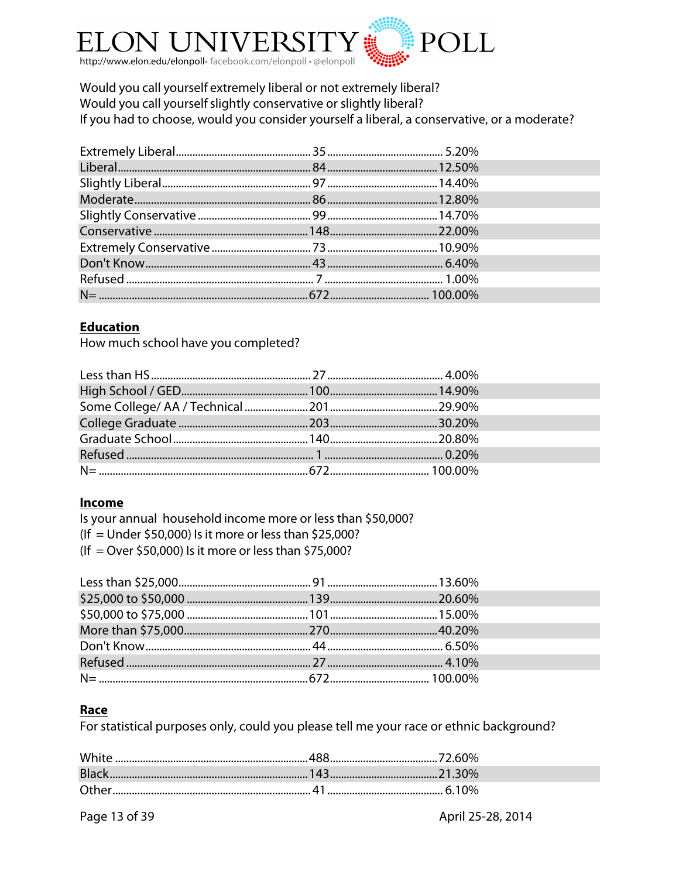Would you call yourself extremely liberal or not extremely liberal?
Would you call yourself slightly conservative or slightly liberal?
If you had to choose, would you consider yourself a liberal, a conservative, or a moderate?

| | | |
|---|---|---|
| Extremely Liberal | 35 | 5.20% |
| Liberal | 84 | 12.50% |
| Slightly Liberal | 97 | 14.40% |
| Moderate | 86 | 12.80% |
| Slightly Conservative | 99 | 14.70% |
| Conservative | 148 | 22.00% |
| Extremely Conservative | 73 | 10.90% |
| Don't Know | 43 | 6.40% |
| Refused | 7 | 1.00% |
| N= | 672 | 100.00% |

## Education

How much school have you completed?

| | | |
|---|---|---|
| Less than HS | 27 | 4.00% |
| High School / GED | 100 | 14.90% |
| Some College/ AA / Technical | 201 | 29.90% |
| College Graduate | 203 | 30.20% |
| Graduate School | 140 | 20.80% |
| Refused | 1 | 0.20% |
| N= | 672 | 100.00% |

## Income

Is your annual household income more or less than $50,000?
(If = Under $50,000) Is it more or less than $25,000?
(If = Over $50,000) Is it more or less than $75,000?

| | | |
|---|---|---|
| Less than $25,000 | 91 | 13.60% |
| $25,000 to $50,000 | 139 | 20.60% |
| $50,000 to $75,000 | 101 | 15.00% |
| More than $75,000 | 270 | 40.20% |
| Don't Know | 44 | 6.50% |
| Refused | 27 | 4.10% |
| N= | 672 | 100.00% |

## Race

For statistical purposes only, could you please tell me your race or ethnic background?

| | | |
|---|---|---|
| White | 488 | 72.60% |
| Black | 143 | 21.30% |
| Other | 41 | 6.10% |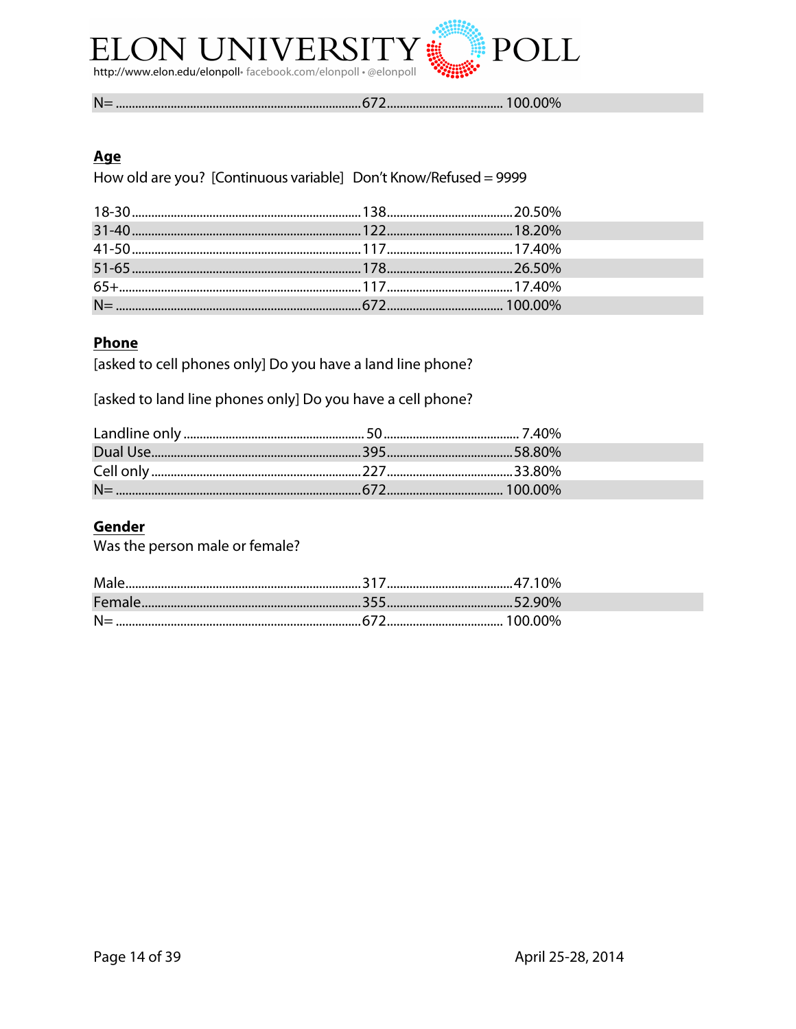| | | |
|---|---|---|
| N= | 672 | 100.00% |

**Age**

How old are you? [Continuous variable] Don't Know/Refused = 9999

| | | |
|---|---|---|
| 18-30 | 138 | 20.50% |
| 31-40 | 122 | 18.20% |
| 41-50 | 117 | 17.40% |
| 51-65 | 178 | 26.50% |
| 65+ | 117 | 17.40% |
| N= | 672 | 100.00% |

**Phone**

[asked to cell phones only] Do you have a land line phone?

[asked to land line phones only] Do you have a cell phone?

| | | |
|---|---|---|
| Landline only | 50 | 7.40% |
| Dual Use | 395 | 58.80% |
| Cell only | 227 | 33.80% |
| N= | 672 | 100.00% |

**Gender**

Was the person male or female?

| | | |
|---|---|---|
| Male | 317 | 47.10% |
| Female | 355 | 52.90% |
| N= | 672 | 100.00% |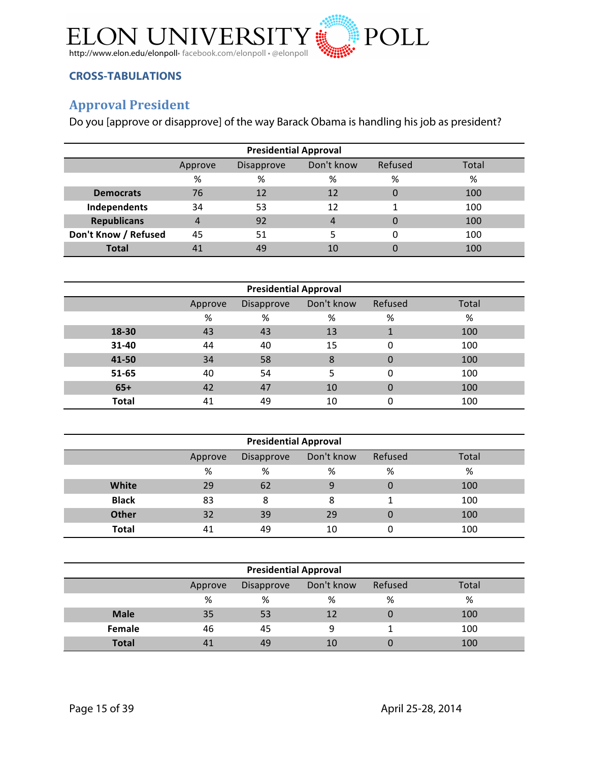# ELON UNIVERSITY POLL

http://www.elon.edu/elonpoll• facebook.com/elonpoll • @elonpoll

## CROSS-TABULATIONS

## Approval President

Do you [approve or disapprove] of the way Barack Obama is handling his job as president?

| | Presidential Approval | | | | |
|---|---|---|---|---|---|
| | Approve | Disapprove | Don't know | Refused | Total |
| | % | % | % | % | % |
| **Democrats** | 76 | 12 | 12 | 0 | 100 |
| **Independents** | 34 | 53 | 12 | 1 | 100 |
| **Republicans** | 4 | 92 | 4 | 0 | 100 |
| **Don't Know / Refused** | 45 | 51 | 5 | 0 | 100 |
| **Total** | 41 | 49 | 10 | 0 | 100 |

| | Presidential Approval | | | | |
|---|---|---|---|---|---|
| | Approve | Disapprove | Don't know | Refused | Total |
| | % | % | % | % | % |
| **18-30** | 43 | 43 | 13 | 1 | 100 |
| **31-40** | 44 | 40 | 15 | 0 | 100 |
| **41-50** | 34 | 58 | 8 | 0 | 100 |
| **51-65** | 40 | 54 | 5 | 0 | 100 |
| **65+** | 42 | 47 | 10 | 0 | 100 |
| **Total** | 41 | 49 | 10 | 0 | 100 |

| | Presidential Approval | | | | |
|---|---|---|---|---|---|
| | Approve | Disapprove | Don't know | Refused | Total |
| | % | % | % | % | % |
| **White** | 29 | 62 | 9 | 0 | 100 |
| **Black** | 83 | 8 | 8 | 1 | 100 |
| **Other** | 32 | 39 | 29 | 0 | 100 |
| **Total** | 41 | 49 | 10 | 0 | 100 |

| | Presidential Approval | | | | |
|---|---|---|---|---|---|
| | Approve | Disapprove | Don't know | Refused | Total |
| | % | % | % | % | % |
| **Male** | 35 | 53 | 12 | 0 | 100 |
| **Female** | 46 | 45 | 9 | 1 | 100 |
| **Total** | 41 | 49 | 10 | 0 | 100 |

April 25-28, 2014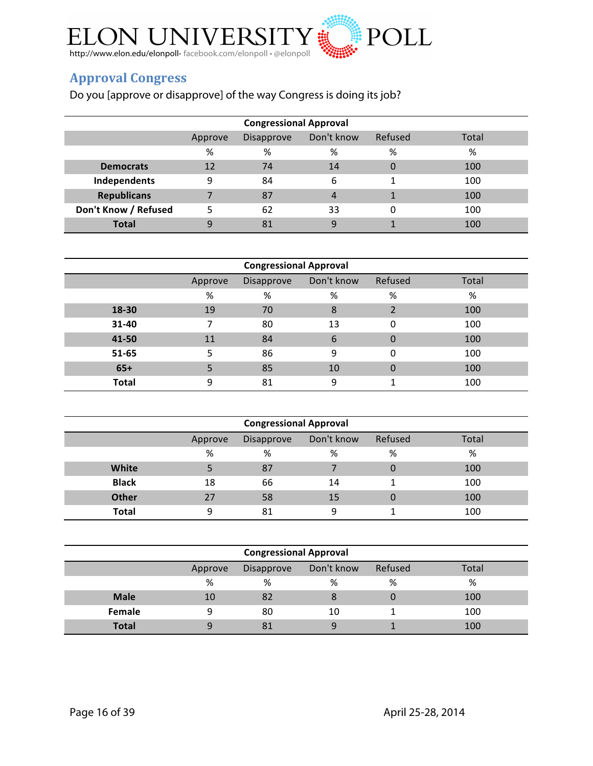## Approval Congress

Do you [approve or disapprove] of the way Congress is doing its job?

| | Congressional Approval | | | | |
|---|---|---|---|---|---|
| | Approve | Disapprove | Don't know | Refused | Total |
| | % | % | % | % | % |
| **Democrats** | 12 | 74 | 14 | 0 | 100 |
| **Independents** | 9 | 84 | 6 | 1 | 100 |
| **Republicans** | 7 | 87 | 4 | 1 | 100 |
| **Don't Know / Refused** | 5 | 62 | 33 | 0 | 100 |
| **Total** | 9 | 81 | 9 | 1 | 100 |

| | Congressional Approval | | | | |
|---|---|---|---|---|---|
| | Approve | Disapprove | Don't know | Refused | Total |
| | % | % | % | % | % |
| **18-30** | 19 | 70 | 8 | 2 | 100 |
| **31-40** | 7 | 80 | 13 | 0 | 100 |
| **41-50** | 11 | 84 | 6 | 0 | 100 |
| **51-65** | 5 | 86 | 9 | 0 | 100 |
| **65+** | 5 | 85 | 10 | 0 | 100 |
| **Total** | 9 | 81 | 9 | 1 | 100 |

| | Congressional Approval | | | | |
|---|---|---|---|---|---|
| | Approve | Disapprove | Don't know | Refused | Total |
| | % | % | % | % | % |
| **White** | 5 | 87 | 7 | 0 | 100 |
| **Black** | 18 | 66 | 14 | 1 | 100 |
| **Other** | 27 | 58 | 15 | 0 | 100 |
| **Total** | 9 | 81 | 9 | 1 | 100 |

| | Congressional Approval | | | | |
|---|---|---|---|---|---|
| | Approve | Disapprove | Don't know | Refused | Total |
| | % | % | % | % | % |
| **Male** | 10 | 82 | 8 | 0 | 100 |
| **Female** | 9 | 80 | 10 | 1 | 100 |
| **Total** | 9 | 81 | 9 | 1 | 100 |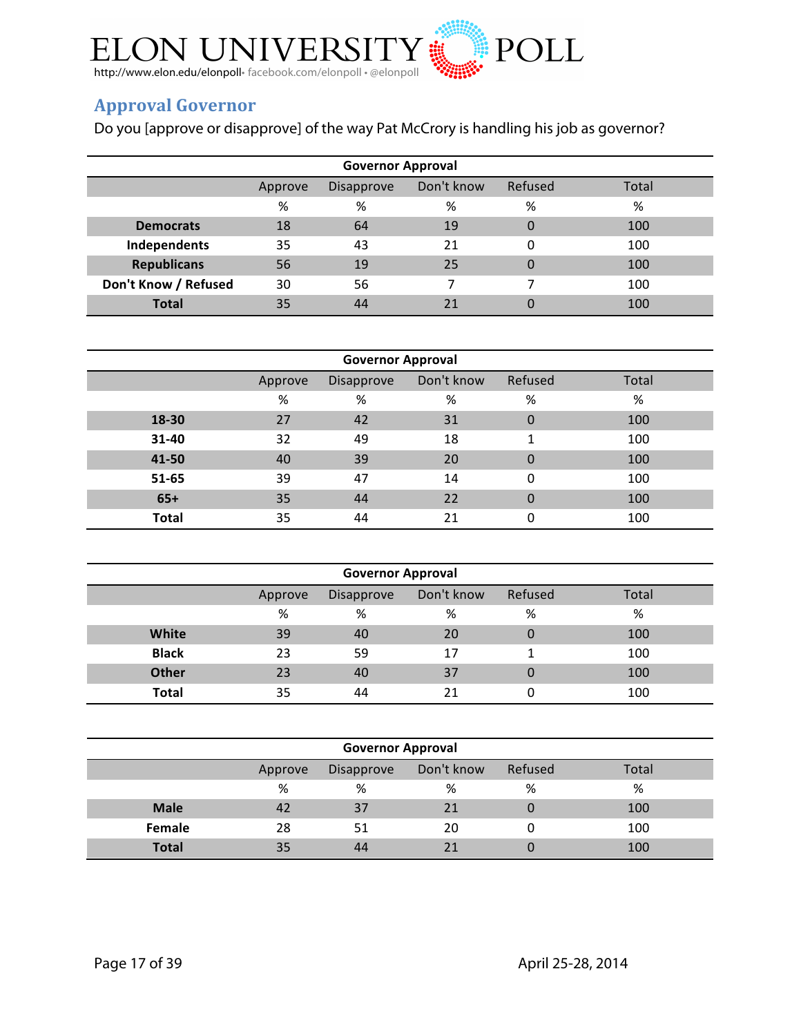## Approval Governor

Do you [approve or disapprove] of the way Pat McCrory is handling his job as governor?

| Governor Approval | | | | | |
|---|---|---|---|---|---|
| | Approve | Disapprove | Don't know | Refused | Total |
| | % | % | % | % | % |
| **Democrats** | 18 | 64 | 19 | 0 | 100 |
| **Independents** | 35 | 43 | 21 | 0 | 100 |
| **Republicans** | 56 | 19 | 25 | 0 | 100 |
| **Don't Know / Refused** | 30 | 56 | 7 | 7 | 100 |
| **Total** | 35 | 44 | 21 | 0 | 100 |

| Governor Approval | | | | | |
|---|---|---|---|---|---|
| | Approve | Disapprove | Don't know | Refused | Total |
| | % | % | % | % | % |
| **18-30** | 27 | 42 | 31 | 0 | 100 |
| **31-40** | 32 | 49 | 18 | 1 | 100 |
| **41-50** | 40 | 39 | 20 | 0 | 100 |
| **51-65** | 39 | 47 | 14 | 0 | 100 |
| **65+** | 35 | 44 | 22 | 0 | 100 |
| **Total** | 35 | 44 | 21 | 0 | 100 |

| Governor Approval | | | | | |
|---|---|---|---|---|---|
| | Approve | Disapprove | Don't know | Refused | Total |
| | % | % | % | % | % |
| **White** | 39 | 40 | 20 | 0 | 100 |
| **Black** | 23 | 59 | 17 | 1 | 100 |
| **Other** | 23 | 40 | 37 | 0 | 100 |
| **Total** | 35 | 44 | 21 | 0 | 100 |

| Governor Approval | | | | | |
|---|---|---|---|---|---|
| | Approve | Disapprove | Don't know | Refused | Total |
| | % | % | % | % | % |
| **Male** | 42 | 37 | 21 | 0 | 100 |
| **Female** | 28 | 51 | 20 | 0 | 100 |
| **Total** | 35 | 44 | 21 | 0 | 100 |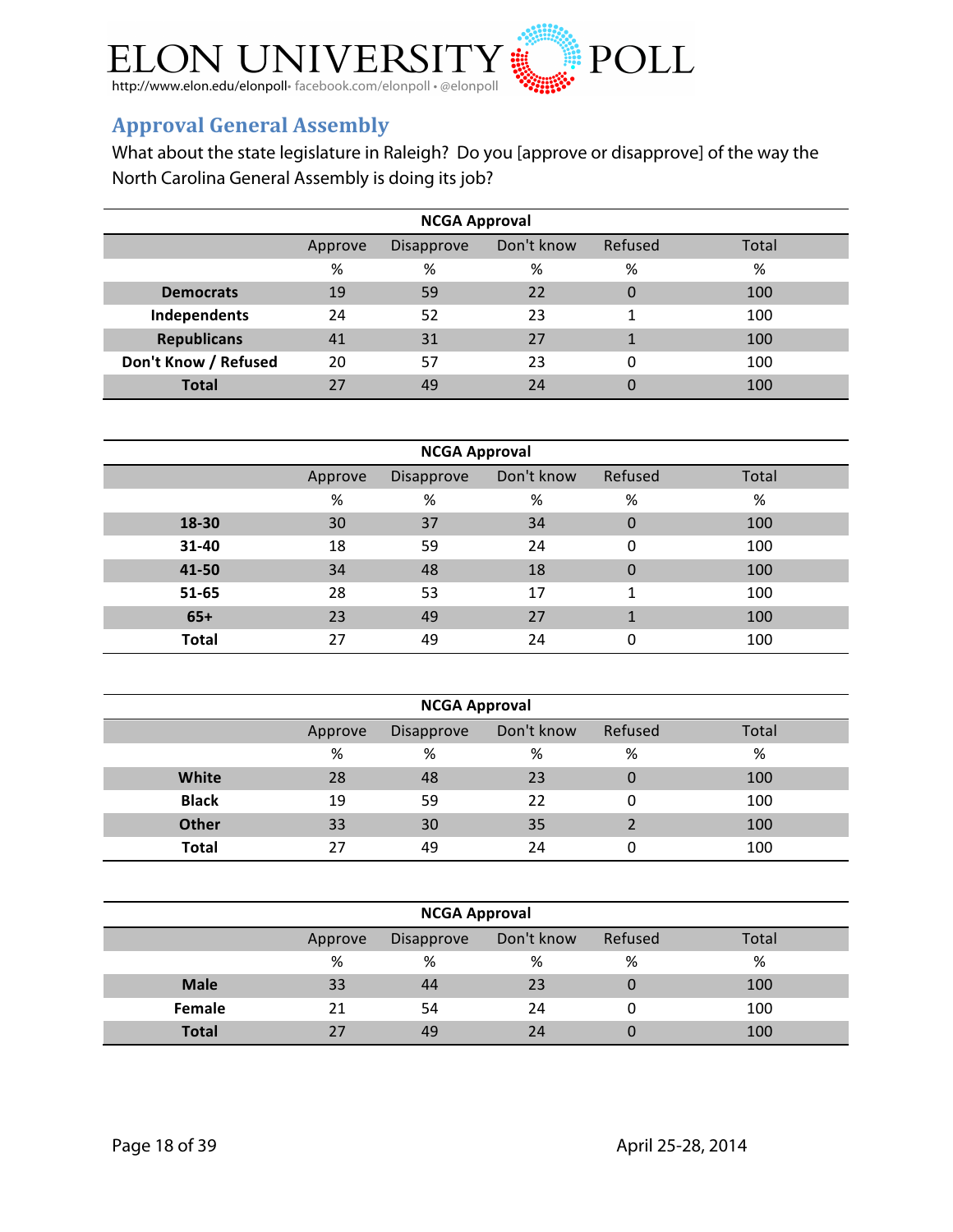## Approval General Assembly

What about the state legislature in Raleigh? Do you [approve or disapprove] of the way the North Carolina General Assembly is doing its job?

| | NCGA Approval | | | | |
|---|---|---|---|---|---|
| | Approve | Disapprove | Don't know | Refused | Total |
| | % | % | % | % | % |
| **Democrats** | 19 | 59 | 22 | 0 | 100 |
| **Independents** | 24 | 52 | 23 | 1 | 100 |
| **Republicans** | 41 | 31 | 27 | 1 | 100 |
| **Don't Know / Refused** | 20 | 57 | 23 | 0 | 100 |
| **Total** | 27 | 49 | 24 | 0 | 100 |

| | NCGA Approval | | | | |
|---|---|---|---|---|---|
| | Approve | Disapprove | Don't know | Refused | Total |
| | % | % | % | % | % |
| **18-30** | 30 | 37 | 34 | 0 | 100 |
| **31-40** | 18 | 59 | 24 | 0 | 100 |
| **41-50** | 34 | 48 | 18 | 0 | 100 |
| **51-65** | 28 | 53 | 17 | 1 | 100 |
| **65+** | 23 | 49 | 27 | 1 | 100 |
| **Total** | 27 | 49 | 24 | 0 | 100 |

| | NCGA Approval | | | | |
|---|---|---|---|---|---|
| | Approve | Disapprove | Don't know | Refused | Total |
| | % | % | % | % | % |
| **White** | 28 | 48 | 23 | 0 | 100 |
| **Black** | 19 | 59 | 22 | 0 | 100 |
| **Other** | 33 | 30 | 35 | 2 | 100 |
| **Total** | 27 | 49 | 24 | 0 | 100 |

| | NCGA Approval | | | | |
|---|---|---|---|---|---|
| | Approve | Disapprove | Don't know | Refused | Total |
| | % | % | % | % | % |
| **Male** | 33 | 44 | 23 | 0 | 100 |
| **Female** | 21 | 54 | 24 | 0 | 100 |
| **Total** | 27 | 49 | 24 | 0 | 100 |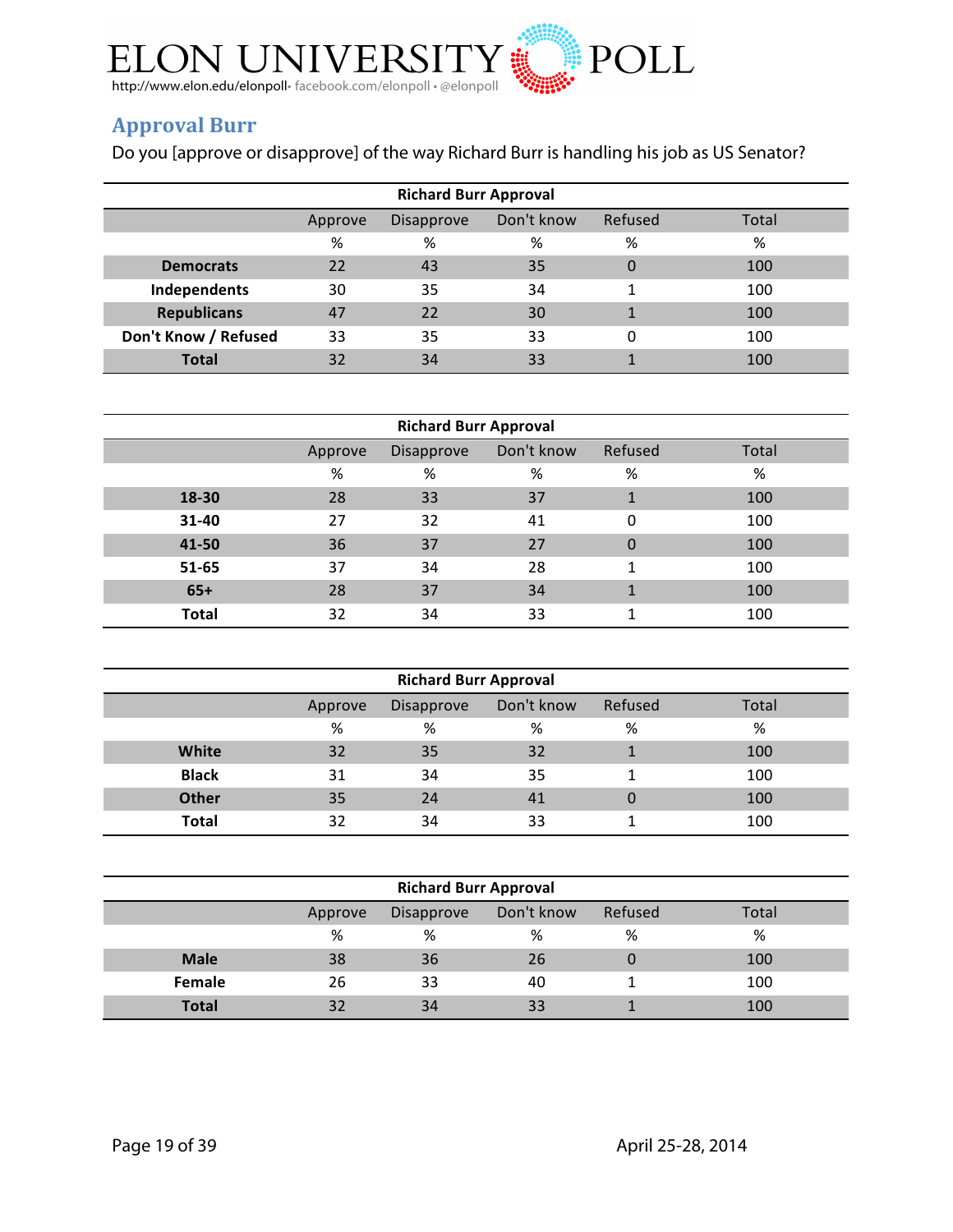## Approval Burr

Do you [approve or disapprove] of the way Richard Burr is handling his job as US Senator?

| Richard Burr Approval | | | | | |
|---|---|---|---|---|---|
| | Approve | Disapprove | Don't know | Refused | Total |
| | % | % | % | % | % |
| **Democrats** | 22 | 43 | 35 | 0 | 100 |
| **Independents** | 30 | 35 | 34 | 1 | 100 |
| **Republicans** | 47 | 22 | 30 | 1 | 100 |
| **Don't Know / Refused** | 33 | 35 | 33 | 0 | 100 |
| **Total** | 32 | 34 | 33 | 1 | 100 |

| Richard Burr Approval | | | | | |
|---|---|---|---|---|---|
| | Approve | Disapprove | Don't know | Refused | Total |
| | % | % | % | % | % |
| **18-30** | 28 | 33 | 37 | 1 | 100 |
| **31-40** | 27 | 32 | 41 | 0 | 100 |
| **41-50** | 36 | 37 | 27 | 0 | 100 |
| **51-65** | 37 | 34 | 28 | 1 | 100 |
| **65+** | 28 | 37 | 34 | 1 | 100 |
| **Total** | 32 | 34 | 33 | 1 | 100 |

| Richard Burr Approval | | | | | |
|---|---|---|---|---|---|
| | Approve | Disapprove | Don't know | Refused | Total |
| | % | % | % | % | % |
| **White** | 32 | 35 | 32 | 1 | 100 |
| **Black** | 31 | 34 | 35 | 1 | 100 |
| **Other** | 35 | 24 | 41 | 0 | 100 |
| **Total** | 32 | 34 | 33 | 1 | 100 |

| Richard Burr Approval | | | | | |
|---|---|---|---|---|---|
| | Approve | Disapprove | Don't know | Refused | Total |
| | % | % | % | % | % |
| **Male** | 38 | 36 | 26 | 0 | 100 |
| **Female** | 26 | 33 | 40 | 1 | 100 |
| **Total** | 32 | 34 | 33 | 1 | 100 |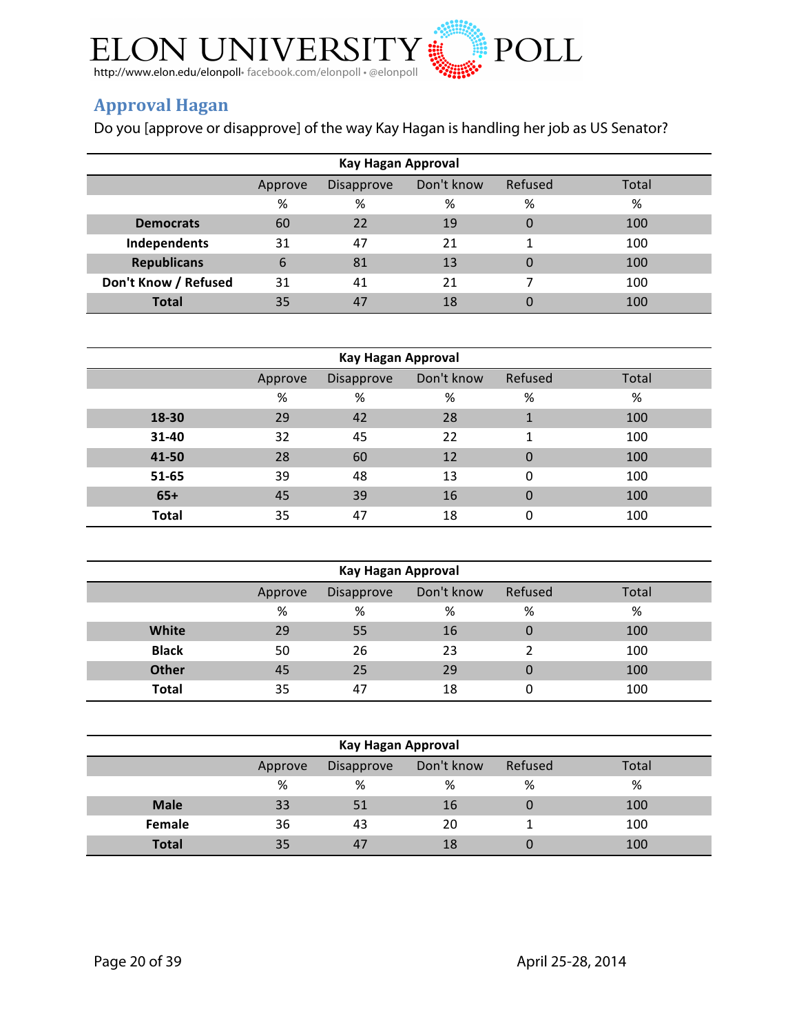## Approval Hagan

Do you [approve or disapprove] of the way Kay Hagan is handling her job as US Senator?

| Kay Hagan Approval | | | | | |
|---|---|---|---|---|---|
| | Approve | Disapprove | Don't know | Refused | Total |
| | % | % | % | % | % |
| **Democrats** | 60 | 22 | 19 | 0 | 100 |
| **Independents** | 31 | 47 | 21 | 1 | 100 |
| **Republicans** | 6 | 81 | 13 | 0 | 100 |
| **Don't Know / Refused** | 31 | 41 | 21 | 7 | 100 |
| **Total** | 35 | 47 | 18 | 0 | 100 |

| Kay Hagan Approval | | | | | |
|---|---|---|---|---|---|
| | Approve | Disapprove | Don't know | Refused | Total |
| | % | % | % | % | % |
| **18-30** | 29 | 42 | 28 | 1 | 100 |
| **31-40** | 32 | 45 | 22 | 1 | 100 |
| **41-50** | 28 | 60 | 12 | 0 | 100 |
| **51-65** | 39 | 48 | 13 | 0 | 100 |
| **65+** | 45 | 39 | 16 | 0 | 100 |
| **Total** | 35 | 47 | 18 | 0 | 100 |

| Kay Hagan Approval | | | | | |
|---|---|---|---|---|---|
| | Approve | Disapprove | Don't know | Refused | Total |
| | % | % | % | % | % |
| **White** | 29 | 55 | 16 | 0 | 100 |
| **Black** | 50 | 26 | 23 | 2 | 100 |
| **Other** | 45 | 25 | 29 | 0 | 100 |
| **Total** | 35 | 47 | 18 | 0 | 100 |

| Kay Hagan Approval | | | | | |
|---|---|---|---|---|---|
| | Approve | Disapprove | Don't know | Refused | Total |
| | % | % | % | % | % |
| **Male** | 33 | 51 | 16 | 0 | 100 |
| **Female** | 36 | 43 | 20 | 1 | 100 |
| **Total** | 35 | 47 | 18 | 0 | 100 |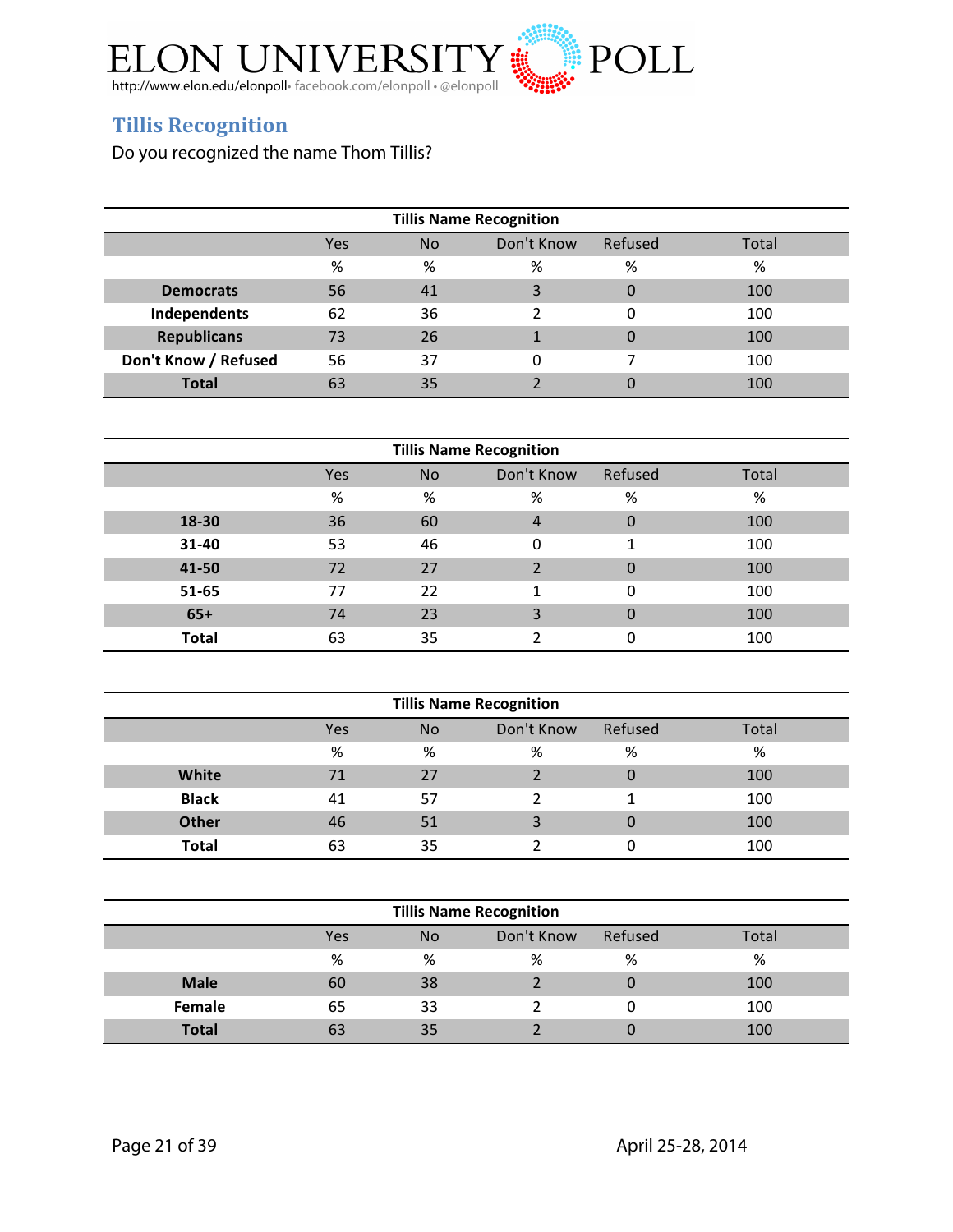## Tillis Recognition

Do you recognized the name Thom Tillis?

| Tillis Name Recognition | | | | | |
|---|---|---|---|---|---|
| | Yes | No | Don't Know | Refused | Total |
| | % | % | % | % | % |
| **Democrats** | 56 | 41 | 3 | 0 | 100 |
| **Independents** | 62 | 36 | 2 | 0 | 100 |
| **Republicans** | 73 | 26 | 1 | 0 | 100 |
| **Don't Know / Refused** | 56 | 37 | 0 | 7 | 100 |
| **Total** | 63 | 35 | 2 | 0 | 100 |

| Tillis Name Recognition | | | | | |
|---|---|---|---|---|---|
| | Yes | No | Don't Know | Refused | Total |
| | % | % | % | % | % |
| **18-30** | 36 | 60 | 4 | 0 | 100 |
| **31-40** | 53 | 46 | 0 | 1 | 100 |
| **41-50** | 72 | 27 | 2 | 0 | 100 |
| **51-65** | 77 | 22 | 1 | 0 | 100 |
| **65+** | 74 | 23 | 3 | 0 | 100 |
| **Total** | 63 | 35 | 2 | 0 | 100 |

| Tillis Name Recognition | | | | | |
|---|---|---|---|---|---|
| | Yes | No | Don't Know | Refused | Total |
| | % | % | % | % | % |
| **White** | 71 | 27 | 2 | 0 | 100 |
| **Black** | 41 | 57 | 2 | 1 | 100 |
| **Other** | 46 | 51 | 3 | 0 | 100 |
| **Total** | 63 | 35 | 2 | 0 | 100 |

| Tillis Name Recognition | | | | | |
|---|---|---|---|---|---|
| | Yes | No | Don't Know | Refused | Total |
| | % | % | % | % | % |
| **Male** | 60 | 38 | 2 | 0 | 100 |
| **Female** | 65 | 33 | 2 | 0 | 100 |
| **Total** | 63 | 35 | 2 | 0 | 100 |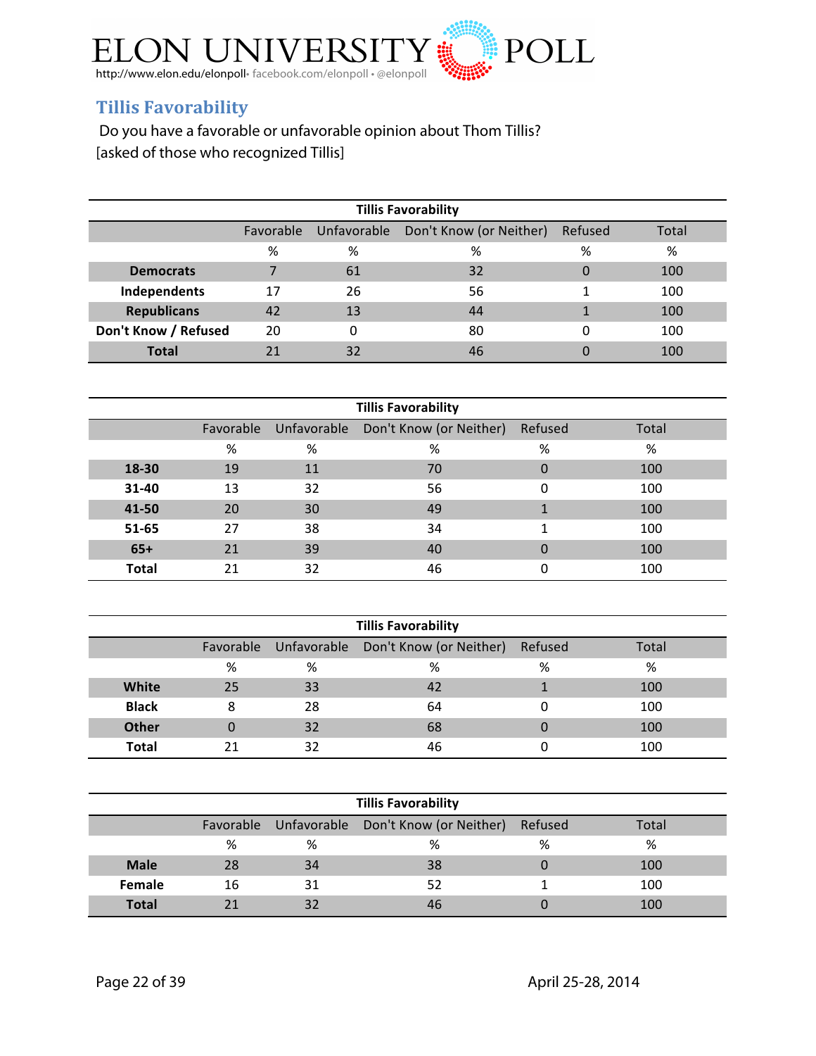ELON UNIVERSITY POLL
http://www.elon.edu/elonpoll• facebook.com/elonpoll • @elonpoll

## Tillis Favorability

Do you have a favorable or unfavorable opinion about Thom Tillis?
[asked of those who recognized Tillis]

| Tillis Favorability | | | | | |
|---|---|---|---|---|---|
| | Favorable | Unfavorable | Don't Know (or Neither) | Refused | Total |
| | % | % | % | % | % |
| **Democrats** | 7 | 61 | 32 | 0 | 100 |
| **Independents** | 17 | 26 | 56 | 1 | 100 |
| **Republicans** | 42 | 13 | 44 | 1 | 100 |
| **Don't Know / Refused** | 20 | 0 | 80 | 0 | 100 |
| **Total** | 21 | 32 | 46 | 0 | 100 |

| Tillis Favorability | | | | | |
|---|---|---|---|---|---|
| | Favorable | Unfavorable | Don't Know (or Neither) | Refused | Total |
| | % | % | % | % | % |
| **18-30** | 19 | 11 | 70 | 0 | 100 |
| **31-40** | 13 | 32 | 56 | 0 | 100 |
| **41-50** | 20 | 30 | 49 | 1 | 100 |
| **51-65** | 27 | 38 | 34 | 1 | 100 |
| **65+** | 21 | 39 | 40 | 0 | 100 |
| **Total** | 21 | 32 | 46 | 0 | 100 |

| Tillis Favorability | | | | | |
|---|---|---|---|---|---|
| | Favorable | Unfavorable | Don't Know (or Neither) | Refused | Total |
| | % | % | % | % | % |
| **White** | 25 | 33 | 42 | 1 | 100 |
| **Black** | 8 | 28 | 64 | 0 | 100 |
| **Other** | 0 | 32 | 68 | 0 | 100 |
| **Total** | 21 | 32 | 46 | 0 | 100 |

| Tillis Favorability | | | | | |
|---|---|---|---|---|---|
| | Favorable | Unfavorable | Don't Know (or Neither) | Refused | Total |
| | % | % | % | % | % |
| **Male** | 28 | 34 | 38 | 0 | 100 |
| **Female** | 16 | 31 | 52 | 1 | 100 |
| **Total** | 21 | 32 | 46 | 0 | 100 |

April 25-28, 2014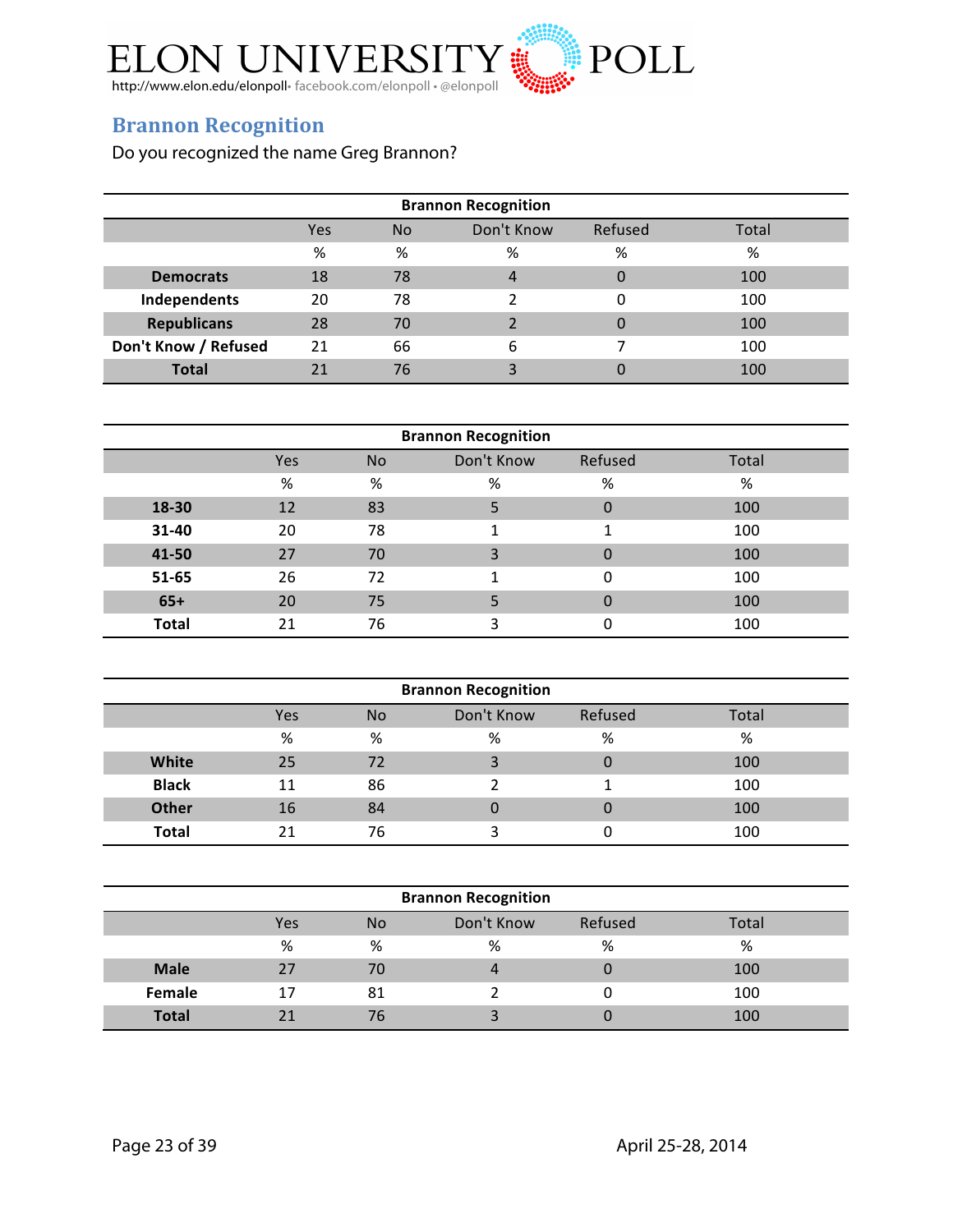## Brannon Recognition

Do you recognized the name Greg Brannon?

| Brannon Recognition | | | | | |
|---|---|---|---|---|---|
| | Yes | No | Don't Know | Refused | Total |
| | % | % | % | % | % |
| **Democrats** | 18 | 78 | 4 | 0 | 100 |
| **Independents** | 20 | 78 | 2 | 0 | 100 |
| **Republicans** | 28 | 70 | 2 | 0 | 100 |
| **Don't Know / Refused** | 21 | 66 | 6 | 7 | 100 |
| **Total** | 21 | 76 | 3 | 0 | 100 |

| Brannon Recognition | | | | | |
|---|---|---|---|---|---|
| | Yes | No | Don't Know | Refused | Total |
| | % | % | % | % | % |
| **18-30** | 12 | 83 | 5 | 0 | 100 |
| **31-40** | 20 | 78 | 1 | 1 | 100 |
| **41-50** | 27 | 70 | 3 | 0 | 100 |
| **51-65** | 26 | 72 | 1 | 0 | 100 |
| **65+** | 20 | 75 | 5 | 0 | 100 |
| **Total** | 21 | 76 | 3 | 0 | 100 |

| Brannon Recognition | | | | | |
|---|---|---|---|---|---|
| | Yes | No | Don't Know | Refused | Total |
| | % | % | % | % | % |
| **White** | 25 | 72 | 3 | 0 | 100 |
| **Black** | 11 | 86 | 2 | 1 | 100 |
| **Other** | 16 | 84 | 0 | 0 | 100 |
| **Total** | 21 | 76 | 3 | 0 | 100 |

| Brannon Recognition | | | | | |
|---|---|---|---|---|---|
| | Yes | No | Don't Know | Refused | Total |
| | % | % | % | % | % |
| **Male** | 27 | 70 | 4 | 0 | 100 |
| **Female** | 17 | 81 | 2 | 0 | 100 |
| **Total** | 21 | 76 | 3 | 0 | 100 |

April 25-28, 2014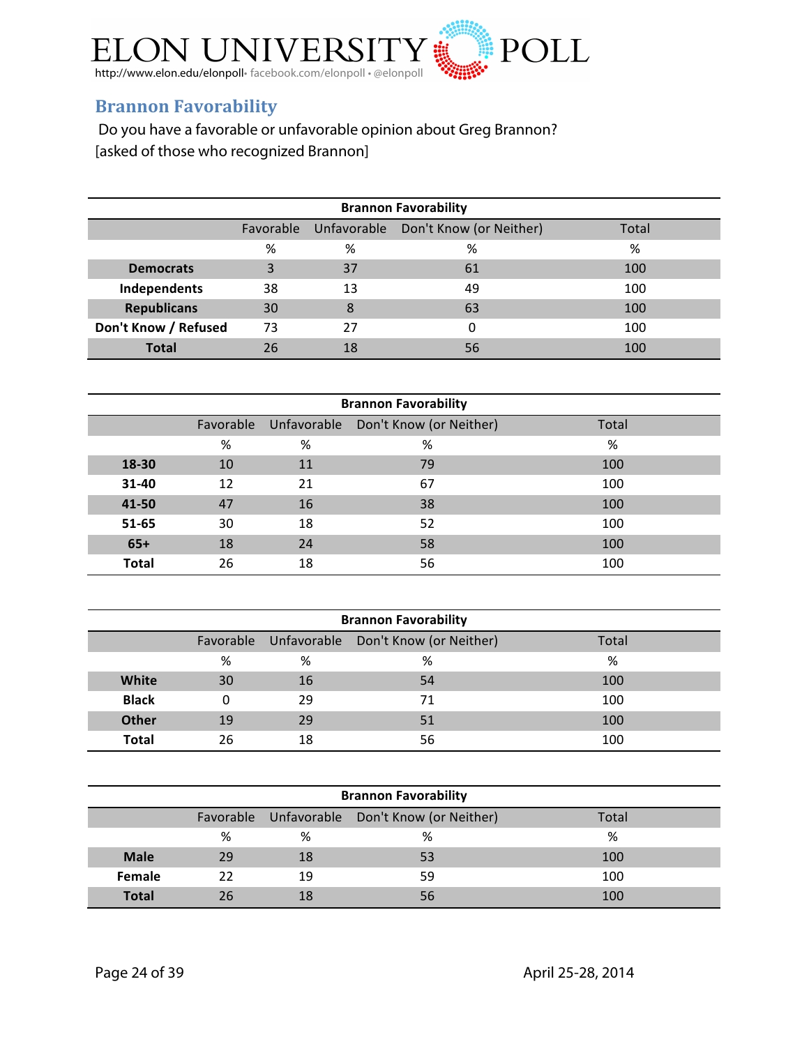## Brannon Favorability

Do you have a favorable or unfavorable opinion about Greg Brannon?
[asked of those who recognized Brannon]

| Brannon Favorability | | | | |
|---|---|---|---|---|
| | Favorable | Unfavorable | Don't Know (or Neither) | Total |
| | % | % | % | % |
| **Democrats** | 3 | 37 | 61 | 100 |
| **Independents** | 38 | 13 | 49 | 100 |
| **Republicans** | 30 | 8 | 63 | 100 |
| **Don't Know / Refused** | 73 | 27 | 0 | 100 |
| **Total** | 26 | 18 | 56 | 100 |

| Brannon Favorability | | | | |
|---|---|---|---|---|
| | Favorable | Unfavorable | Don't Know (or Neither) | Total |
| | % | % | % | % |
| **18-30** | 10 | 11 | 79 | 100 |
| **31-40** | 12 | 21 | 67 | 100 |
| **41-50** | 47 | 16 | 38 | 100 |
| **51-65** | 30 | 18 | 52 | 100 |
| **65+** | 18 | 24 | 58 | 100 |
| **Total** | 26 | 18 | 56 | 100 |

| Brannon Favorability | | | | |
|---|---|---|---|---|
| | Favorable | Unfavorable | Don't Know (or Neither) | Total |
| | % | % | % | % |
| **White** | 30 | 16 | 54 | 100 |
| **Black** | 0 | 29 | 71 | 100 |
| **Other** | 19 | 29 | 51 | 100 |
| **Total** | 26 | 18 | 56 | 100 |

| Brannon Favorability | | | | |
|---|---|---|---|---|
| | Favorable | Unfavorable | Don't Know (or Neither) | Total |
| | % | % | % | % |
| **Male** | 29 | 18 | 53 | 100 |
| **Female** | 22 | 19 | 59 | 100 |
| **Total** | 26 | 18 | 56 | 100 |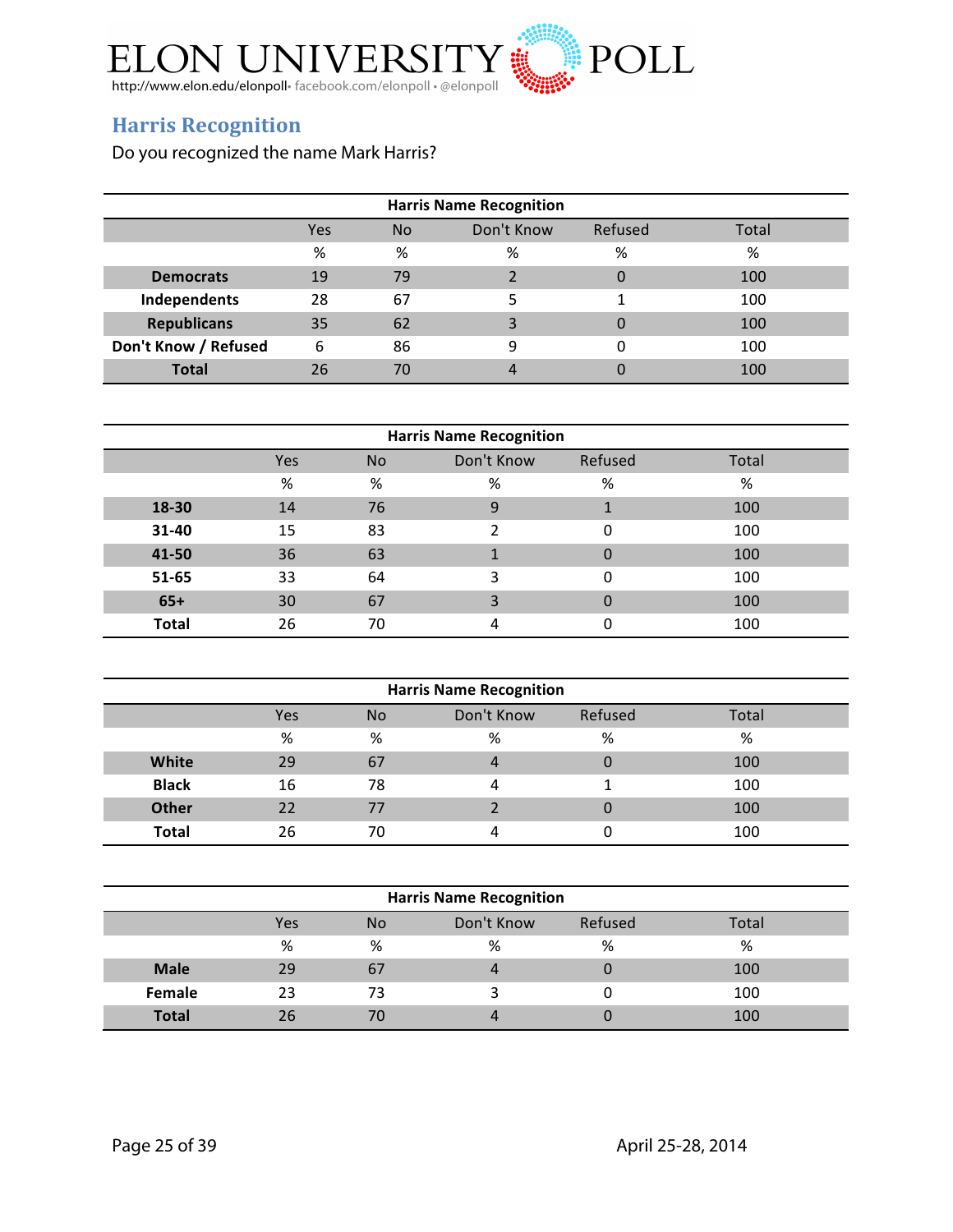ELON UNIVERSITY POLL

http://www.elon.edu/elonpoll • facebook.com/elonpoll • @elonpoll

## Harris Recognition

Do you recognized the name Mark Harris?

| Harris Name Recognition | | | | | |
|---|---|---|---|---|---|
| | Yes | No | Don't Know | Refused | Total |
| | % | % | % | % | % |
| **Democrats** | 19 | 79 | 2 | 0 | 100 |
| **Independents** | 28 | 67 | 5 | 1 | 100 |
| **Republicans** | 35 | 62 | 3 | 0 | 100 |
| **Don't Know / Refused** | 6 | 86 | 9 | 0 | 100 |
| **Total** | 26 | 70 | 4 | 0 | 100 |

| Harris Name Recognition | | | | | |
|---|---|---|---|---|---|
| | Yes | No | Don't Know | Refused | Total |
| | % | % | % | % | % |
| **18-30** | 14 | 76 | 9 | 1 | 100 |
| **31-40** | 15 | 83 | 2 | 0 | 100 |
| **41-50** | 36 | 63 | 1 | 0 | 100 |
| **51-65** | 33 | 64 | 3 | 0 | 100 |
| **65+** | 30 | 67 | 3 | 0 | 100 |
| **Total** | 26 | 70 | 4 | 0 | 100 |

| Harris Name Recognition | | | | | |
|---|---|---|---|---|---|
| | Yes | No | Don't Know | Refused | Total |
| | % | % | % | % | % |
| **White** | 29 | 67 | 4 | 0 | 100 |
| **Black** | 16 | 78 | 4 | 1 | 100 |
| **Other** | 22 | 77 | 2 | 0 | 100 |
| **Total** | 26 | 70 | 4 | 0 | 100 |

| Harris Name Recognition | | | | | |
|---|---|---|---|---|---|
| | Yes | No | Don't Know | Refused | Total |
| | % | % | % | % | % |
| **Male** | 29 | 67 | 4 | 0 | 100 |
| **Female** | 23 | 73 | 3 | 0 | 100 |
| **Total** | 26 | 70 | 4 | 0 | 100 |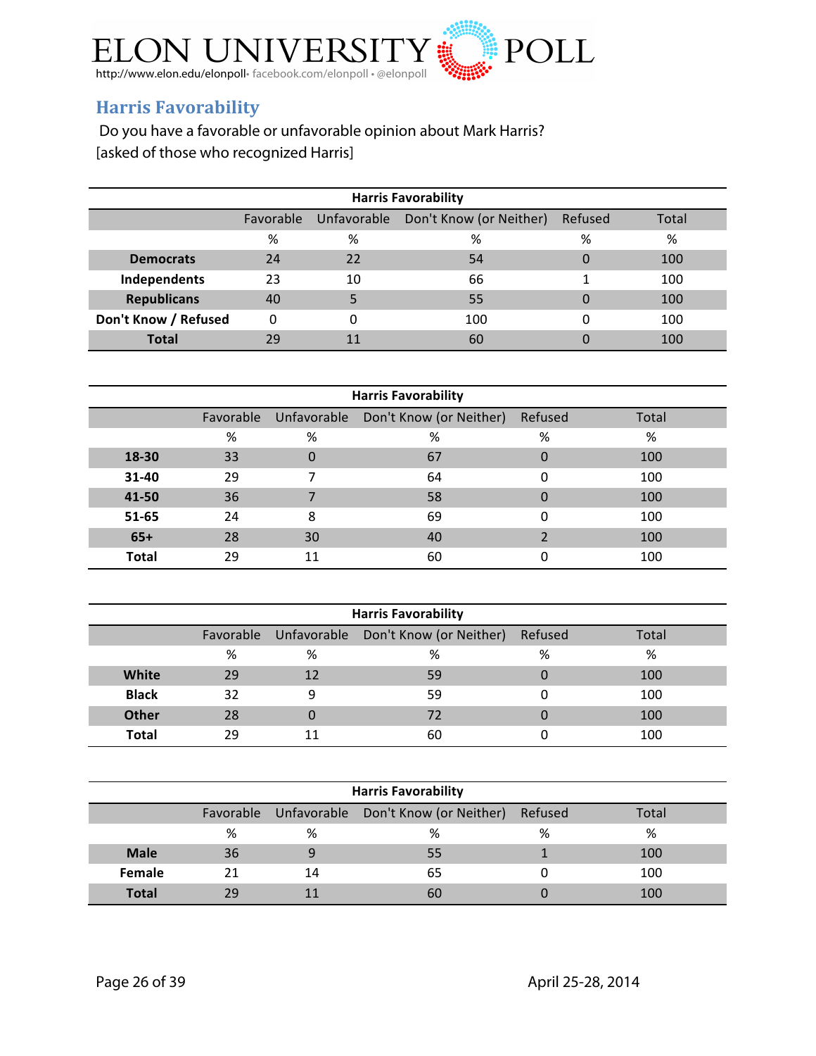## Harris Favorability

Do you have a favorable or unfavorable opinion about Mark Harris?
[asked of those who recognized Harris]

| Harris Favorability | Favorable | Unfavorable | Don't Know (or Neither) | Refused | Total |
|---|---|---|---|---|---|
| | % | % | % | % | % |
| **Democrats** | 24 | 22 | 54 | 0 | 100 |
| **Independents** | 23 | 10 | 66 | 1 | 100 |
| **Republicans** | 40 | 5 | 55 | 0 | 100 |
| **Don't Know / Refused** | 0 | 0 | 100 | 0 | 100 |
| **Total** | 29 | 11 | 60 | 0 | 100 |

| Harris Favorability | Favorable | Unfavorable | Don't Know (or Neither) | Refused | Total |
|---|---|---|---|---|---|
| | % | % | % | % | % |
| **18-30** | 33 | 0 | 67 | 0 | 100 |
| **31-40** | 29 | 7 | 64 | 0 | 100 |
| **41-50** | 36 | 7 | 58 | 0 | 100 |
| **51-65** | 24 | 8 | 69 | 0 | 100 |
| **65+** | 28 | 30 | 40 | 2 | 100 |
| **Total** | 29 | 11 | 60 | 0 | 100 |

| Harris Favorability | Favorable | Unfavorable | Don't Know (or Neither) | Refused | Total |
|---|---|---|---|---|---|
| | % | % | % | % | % |
| **White** | 29 | 12 | 59 | 0 | 100 |
| **Black** | 32 | 9 | 59 | 0 | 100 |
| **Other** | 28 | 0 | 72 | 0 | 100 |
| **Total** | 29 | 11 | 60 | 0 | 100 |

| Harris Favorability | Favorable | Unfavorable | Don't Know (or Neither) | Refused | Total |
|---|---|---|---|---|---|
| | % | % | % | % | % |
| **Male** | 36 | 9 | 55 | 1 | 100 |
| **Female** | 21 | 14 | 65 | 0 | 100 |
| **Total** | 29 | 11 | 60 | 0 | 100 |

April 25-28, 2014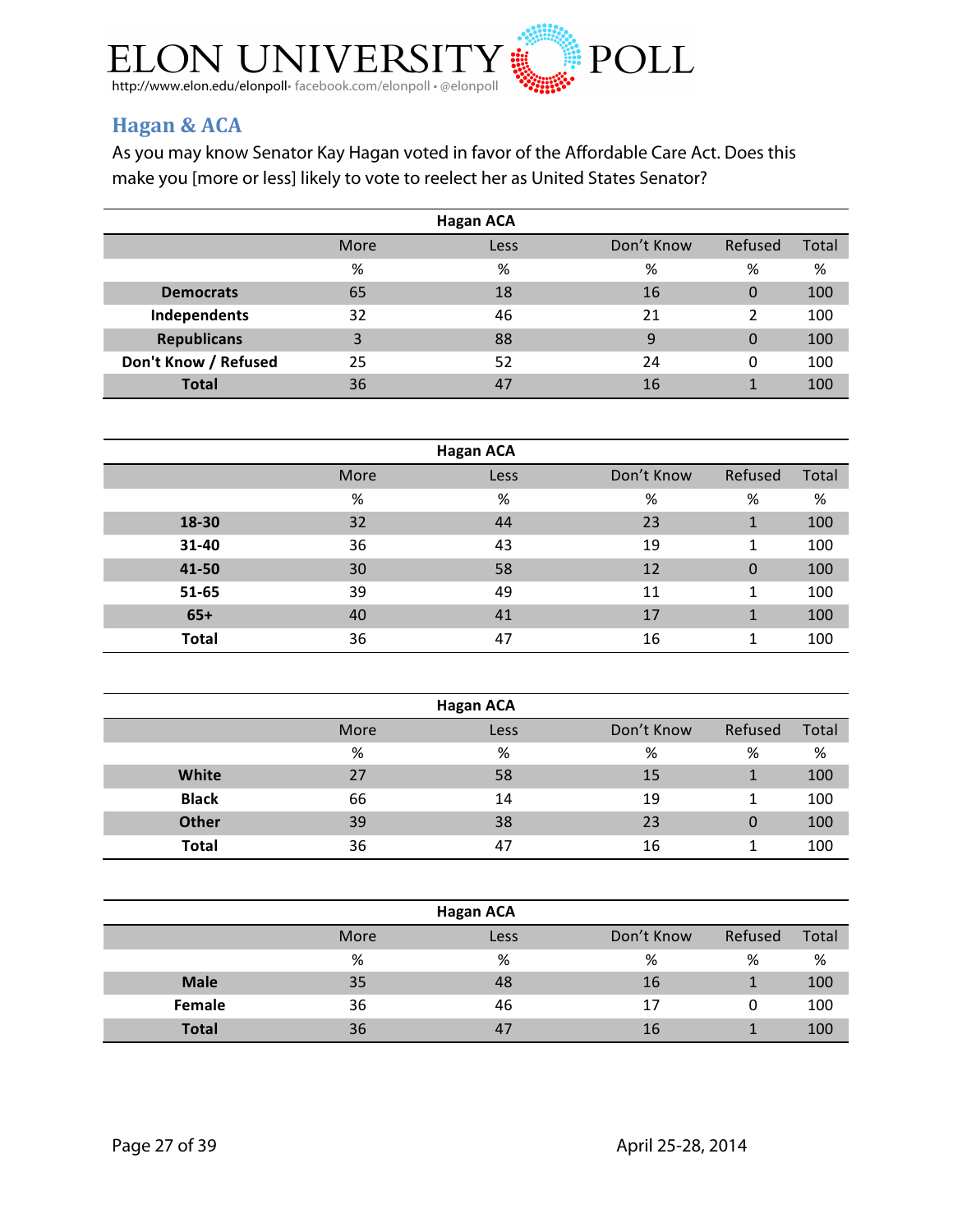ELON UNIVERSITY POLL

http://www.elon.edu/elonpoll• facebook.com/elonpoll • @elonpoll

## Hagan & ACA

As you may know Senator Kay Hagan voted in favor of the Affordable Care Act. Does this make you [more or less] likely to vote to reelect her as United States Senator?

| | Hagan ACA | | | | |
|---|---|---|---|---|---|
| | More | Less | Don't Know | Refused | Total |
| | % | % | % | % | % |
| **Democrats** | 65 | 18 | 16 | 0 | 100 |
| **Independents** | 32 | 46 | 21 | 2 | 100 |
| **Republicans** | 3 | 88 | 9 | 0 | 100 |
| **Don't Know / Refused** | 25 | 52 | 24 | 0 | 100 |
| **Total** | 36 | 47 | 16 | 1 | 100 |

| | Hagan ACA | | | | |
|---|---|---|---|---|---|
| | More | Less | Don't Know | Refused | Total |
| | % | % | % | % | % |
| **18-30** | 32 | 44 | 23 | 1 | 100 |
| **31-40** | 36 | 43 | 19 | 1 | 100 |
| **41-50** | 30 | 58 | 12 | 0 | 100 |
| **51-65** | 39 | 49 | 11 | 1 | 100 |
| **65+** | 40 | 41 | 17 | 1 | 100 |
| **Total** | 36 | 47 | 16 | 1 | 100 |

| | Hagan ACA | | | | |
|---|---|---|---|---|---|
| | More | Less | Don't Know | Refused | Total |
| | % | % | % | % | % |
| **White** | 27 | 58 | 15 | 1 | 100 |
| **Black** | 66 | 14 | 19 | 1 | 100 |
| **Other** | 39 | 38 | 23 | 0 | 100 |
| **Total** | 36 | 47 | 16 | 1 | 100 |

| | Hagan ACA | | | | |
|---|---|---|---|---|---|
| | More | Less | Don't Know | Refused | Total |
| | % | % | % | % | % |
| **Male** | 35 | 48 | 16 | 1 | 100 |
| **Female** | 36 | 46 | 17 | 0 | 100 |
| **Total** | 36 | 47 | 16 | 1 | 100 |

April 25-28, 2014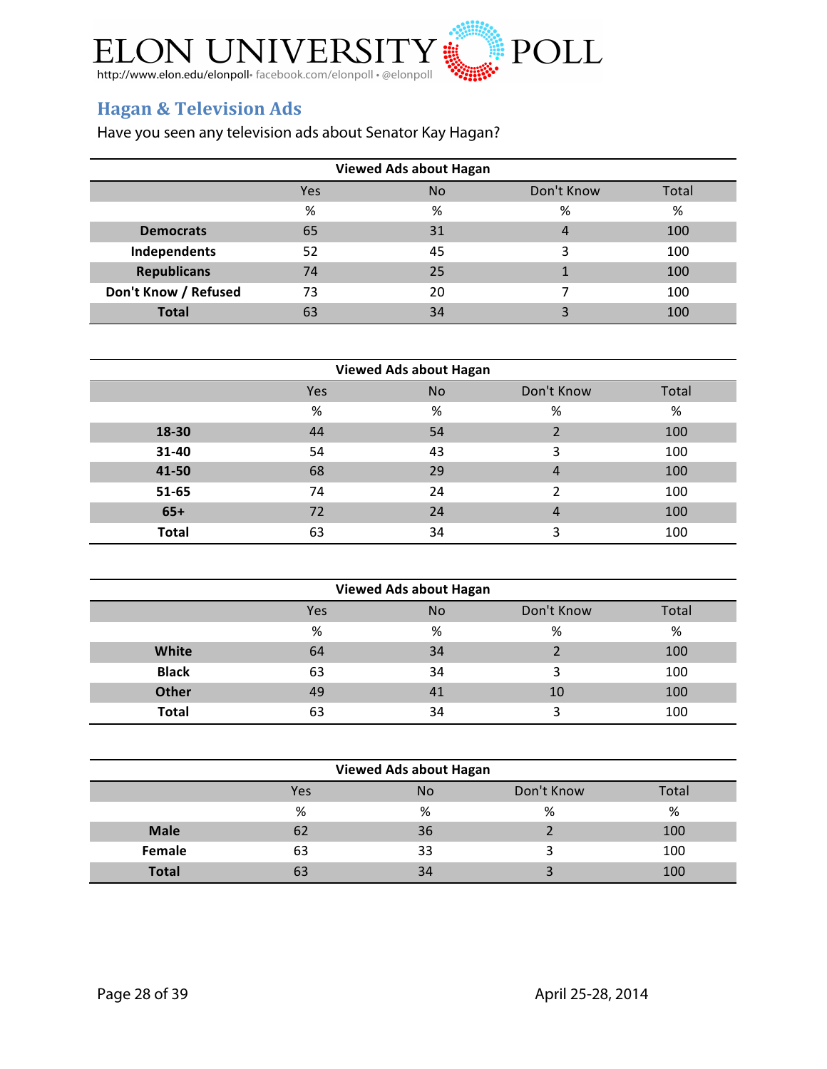ELON UNIVERSITY POLL

http://www.elon.edu/elonpoll• facebook.com/elonpoll • @elonpoll

## Hagan & Television Ads

Have you seen any television ads about Senator Kay Hagan?

| Viewed Ads about Hagan | | | | |
|---|---|---|---|---|
| | Yes | No | Don't Know | Total |
| | % | % | % | % |
| **Democrats** | 65 | 31 | 4 | 100 |
| **Independents** | 52 | 45 | 3 | 100 |
| **Republicans** | 74 | 25 | 1 | 100 |
| **Don't Know / Refused** | 73 | 20 | 7 | 100 |
| **Total** | 63 | 34 | 3 | 100 |

| Viewed Ads about Hagan | | | | |
|---|---|---|---|---|
| | Yes | No | Don't Know | Total |
| | % | % | % | % |
| **18-30** | 44 | 54 | 2 | 100 |
| **31-40** | 54 | 43 | 3 | 100 |
| **41-50** | 68 | 29 | 4 | 100 |
| **51-65** | 74 | 24 | 2 | 100 |
| **65+** | 72 | 24 | 4 | 100 |
| **Total** | 63 | 34 | 3 | 100 |

| Viewed Ads about Hagan | | | | |
|---|---|---|---|---|
| | Yes | No | Don't Know | Total |
| | % | % | % | % |
| **White** | 64 | 34 | 2 | 100 |
| **Black** | 63 | 34 | 3 | 100 |
| **Other** | 49 | 41 | 10 | 100 |
| **Total** | 63 | 34 | 3 | 100 |

| Viewed Ads about Hagan | | | | |
|---|---|---|---|---|
| | Yes | No | Don't Know | Total |
| | % | % | % | % |
| **Male** | 62 | 36 | 2 | 100 |
| **Female** | 63 | 33 | 3 | 100 |
| **Total** | 63 | 34 | 3 | 100 |

April 25-28, 2014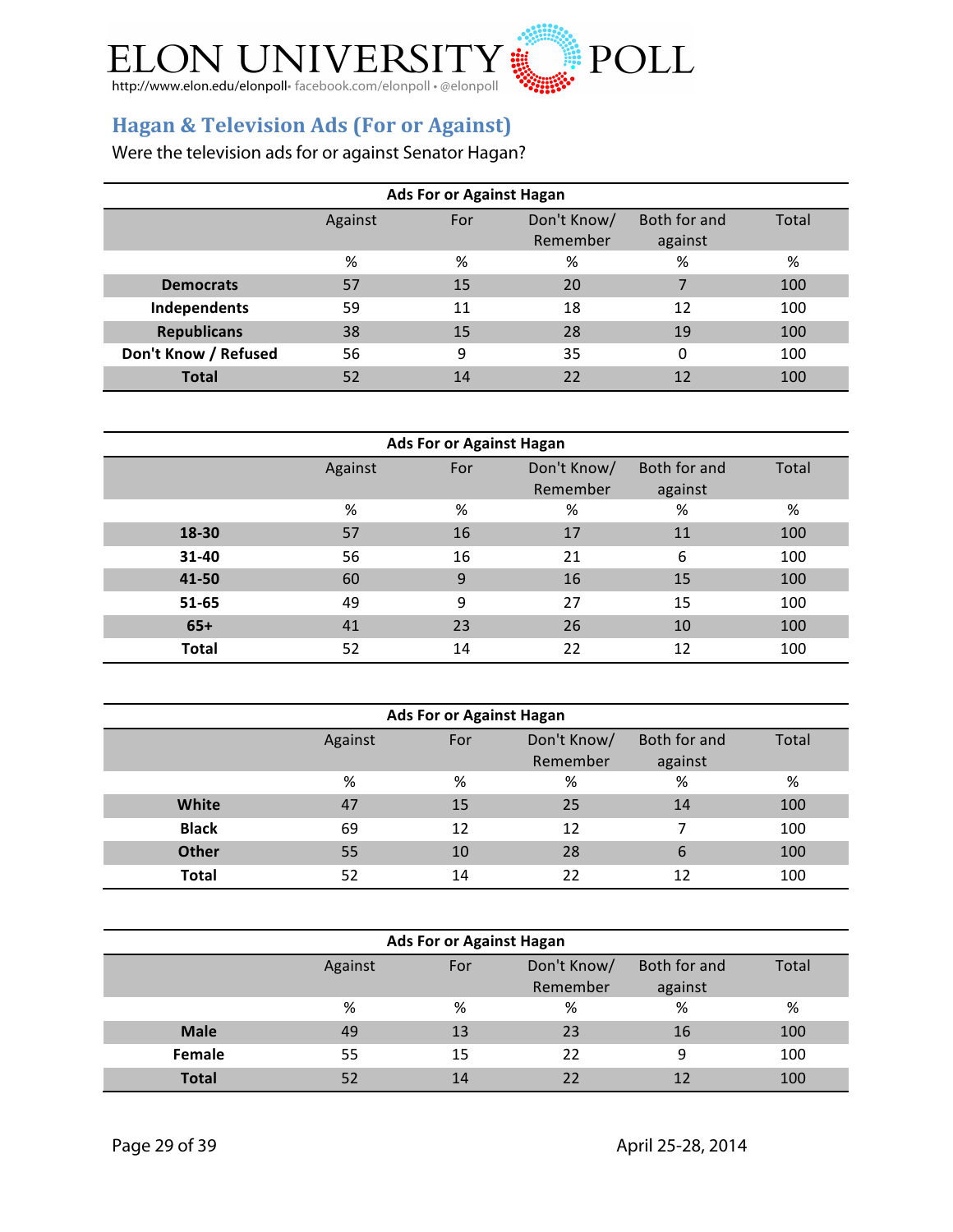ELON UNIVERSITY POLL
http://www.elon.edu/elonpoll• facebook.com/elonpoll • @elonpoll

## Hagan & Television Ads (For or Against)

Were the television ads for or against Senator Hagan?

| Ads For or Against Hagan | | | | | |
|---|---|---|---|---|---|
| | Against | For | Don't Know/ Remember | Both for and against | Total |
| | % | % | % | % | % |
| **Democrats** | 57 | 15 | 20 | 7 | 100 |
| **Independents** | 59 | 11 | 18 | 12 | 100 |
| **Republicans** | 38 | 15 | 28 | 19 | 100 |
| **Don't Know / Refused** | 56 | 9 | 35 | 0 | 100 |
| **Total** | 52 | 14 | 22 | 12 | 100 |

| Ads For or Against Hagan | | | | | |
|---|---|---|---|---|---|
| | Against | For | Don't Know/ Remember | Both for and against | Total |
| | % | % | % | % | % |
| **18-30** | 57 | 16 | 17 | 11 | 100 |
| **31-40** | 56 | 16 | 21 | 6 | 100 |
| **41-50** | 60 | 9 | 16 | 15 | 100 |
| **51-65** | 49 | 9 | 27 | 15 | 100 |
| **65+** | 41 | 23 | 26 | 10 | 100 |
| **Total** | 52 | 14 | 22 | 12 | 100 |

| Ads For or Against Hagan | | | | | |
|---|---|---|---|---|---|
| | Against | For | Don't Know/ Remember | Both for and against | Total |
| | % | % | % | % | % |
| **White** | 47 | 15 | 25 | 14 | 100 |
| **Black** | 69 | 12 | 12 | 7 | 100 |
| **Other** | 55 | 10 | 28 | 6 | 100 |
| **Total** | 52 | 14 | 22 | 12 | 100 |

| Ads For or Against Hagan | | | | | |
|---|---|---|---|---|---|
| | Against | For | Don't Know/ Remember | Both for and against | Total |
| | % | % | % | % | % |
| **Male** | 49 | 13 | 23 | 16 | 100 |
| **Female** | 55 | 15 | 22 | 9 | 100 |
| **Total** | 52 | 14 | 22 | 12 | 100 |

April 25-28, 2014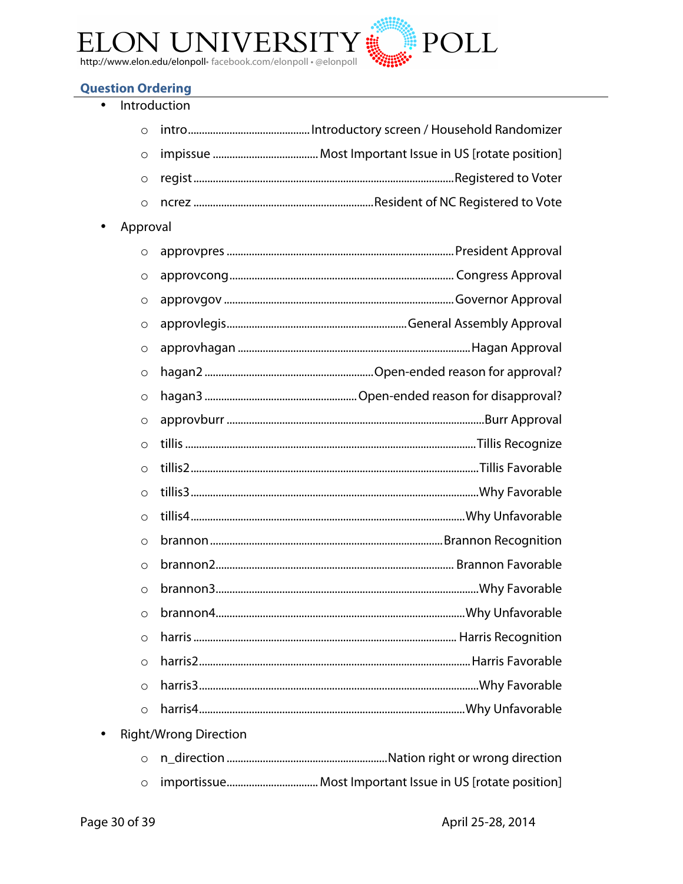## Question Ordering

- Introduction
  - intro............................................Introductory screen / Household Randomizer
  - impissue ......................................Most Important Issue in US [rotate position]
  - regist..............................................................................................Registered to Voter
  - ncrez ................................................................Resident of NC Registered to Vote
- Approval
  - approvpres ................................................................................President Approval
  - approvcong............................................................................... Congress Approval
  - approvgov .................................................................................Governor Approval
  - approvlegis...............................................................General Assembly Approval
  - approvhagan ..................................................................................Hagan Approval
  - hagan2 ...........................................................Open-ended reason for approval?
  - hagan3 ....................................................Open-ended reason for disapproval?
  - approvburr ..........................................................................................Burr Approval
  - tillis .......................................................................................................Tillis Recognize
  - tillis2.......................................................................................................Tillis Favorable
  - tillis3......................................................................................................Why Favorable
  - tillis4.................................................................................................Why Unfavorable
  - brannon..................................................................................Brannon Recognition
  - brannon2.................................................................................... Brannon Favorable
  - brannon3............................................................................................Why Favorable
  - brannon4.......................................................................................Why Unfavorable
  - harris ............................................................................................ Harris Recognition
  - harris2...............................................................................................Harris Favorable
  - harris3..................................................................................................Why Favorable
  - harris4.............................................................................................Why Unfavorable
- Right/Wrong Direction
  - n_direction .........................................................Nation right or wrong direction
  - importissue................................Most Important Issue in US [rotate position]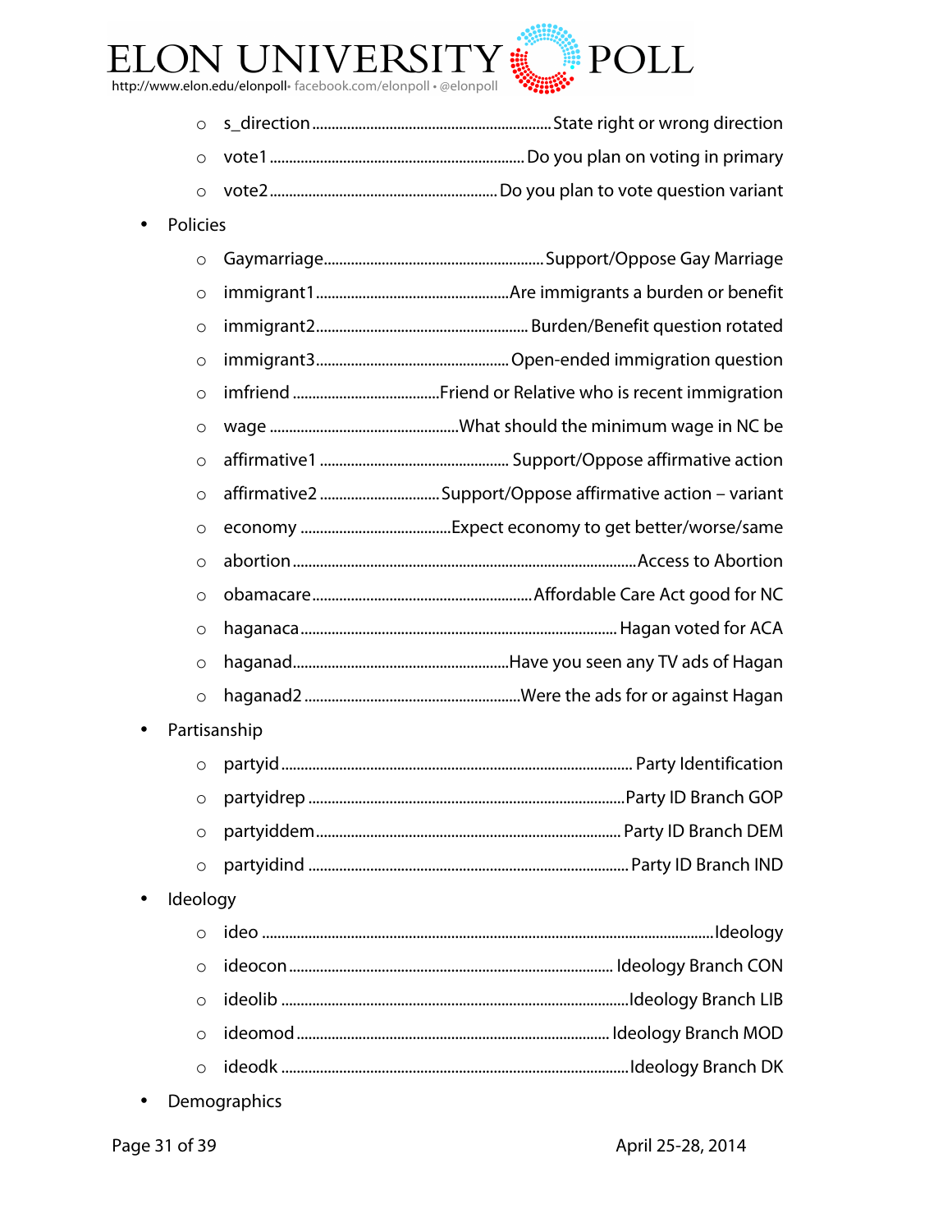- s_direction ............ State right or wrong direction
- vote1 ............ Do you plan on voting in primary
- vote2 ............ Do you plan to vote question variant

- Policies
  - Gaymarriage ............ Support/Oppose Gay Marriage
  - immigrant1 ............ Are immigrants a burden or benefit
  - immigrant2 ............ Burden/Benefit question rotated
  - immigrant3 ............ Open-ended immigration question
  - imfriend ............ Friend or Relative who is recent immigration
  - wage ............ What should the minimum wage in NC be
  - affirmative1 ............ Support/Oppose affirmative action
  - affirmative2 ............ Support/Oppose affirmative action – variant
  - economy ............ Expect economy to get better/worse/same
  - abortion ............ Access to Abortion
  - obamacare ............ Affordable Care Act good for NC
  - haganaca ............ Hagan voted for ACA
  - haganad ............ Have you seen any TV ads of Hagan
  - haganad2 ............ Were the ads for or against Hagan
- Partisanship
  - partyid ............ Party Identification
  - partyidrep ............ Party ID Branch GOP
  - partyiddem ............ Party ID Branch DEM
  - partyidind ............ Party ID Branch IND
- Ideology
  - ideo ............ Ideology
  - ideocon ............ Ideology Branch CON
  - ideolib ............ Ideology Branch LIB
  - ideomod ............ Ideology Branch MOD
  - ideodk ............ Ideology Branch DK
- Demographics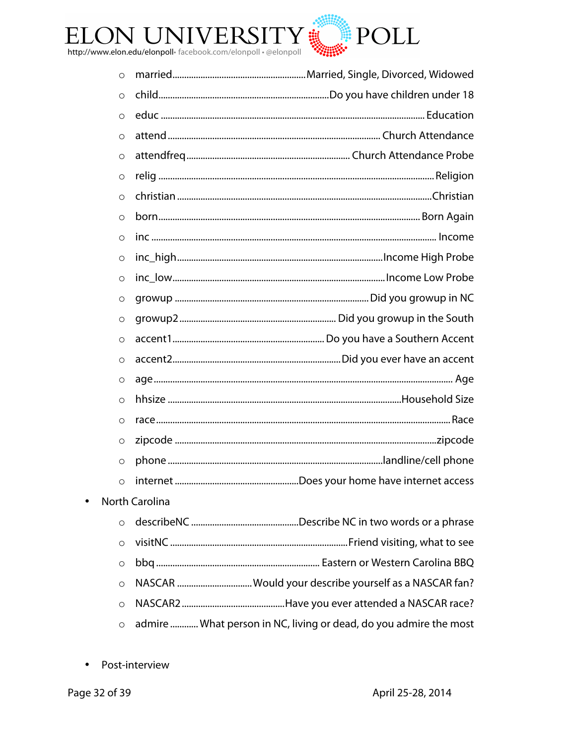- married ........................................................ Married, Single, Divorced, Widowed
- child ........................................................ Do you have children under 18
- educ ........................................................ Education
- attend ........................................................ Church Attendance
- attendfreq ........................................................ Church Attendance Probe
- relig ........................................................ Religion
- christian ........................................................ Christian
- born ........................................................ Born Again
- inc ........................................................ Income
- inc_high ........................................................ Income High Probe
- inc_low ........................................................ Income Low Probe
- growup ........................................................ Did you growup in NC
- growup2 ........................................................ Did you growup in the South
- accent1 ........................................................ Do you have a Southern Accent
- accent2 ........................................................ Did you ever have an accent
- age ........................................................ Age
- hhsize ........................................................ Household Size
- race ........................................................ Race
- zipcode ........................................................ zipcode
- phone ........................................................ landline/cell phone
- internet ........................................................ Does your home have internet access

- North Carolina
  - describeNC ........................................................ Describe NC in two words or a phrase
  - visitNC ........................................................ Friend visiting, what to see
  - bbq ........................................................ Eastern or Western Carolina BBQ
  - NASCAR ........................................................ Would your describe yourself as a NASCAR fan?
  - NASCAR2 ........................................................ Have you ever attended a NASCAR race?
  - admire ........................................................ What person in NC, living or dead, do you admire the most

- Post-interview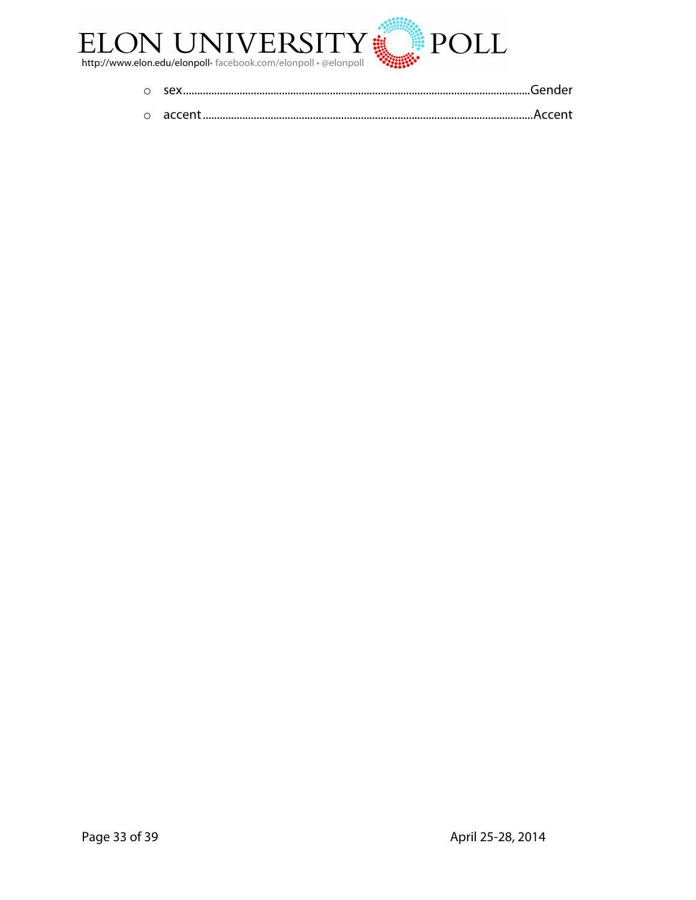- sex........................................................................................................................Gender
- accent.................................................................................................................Accent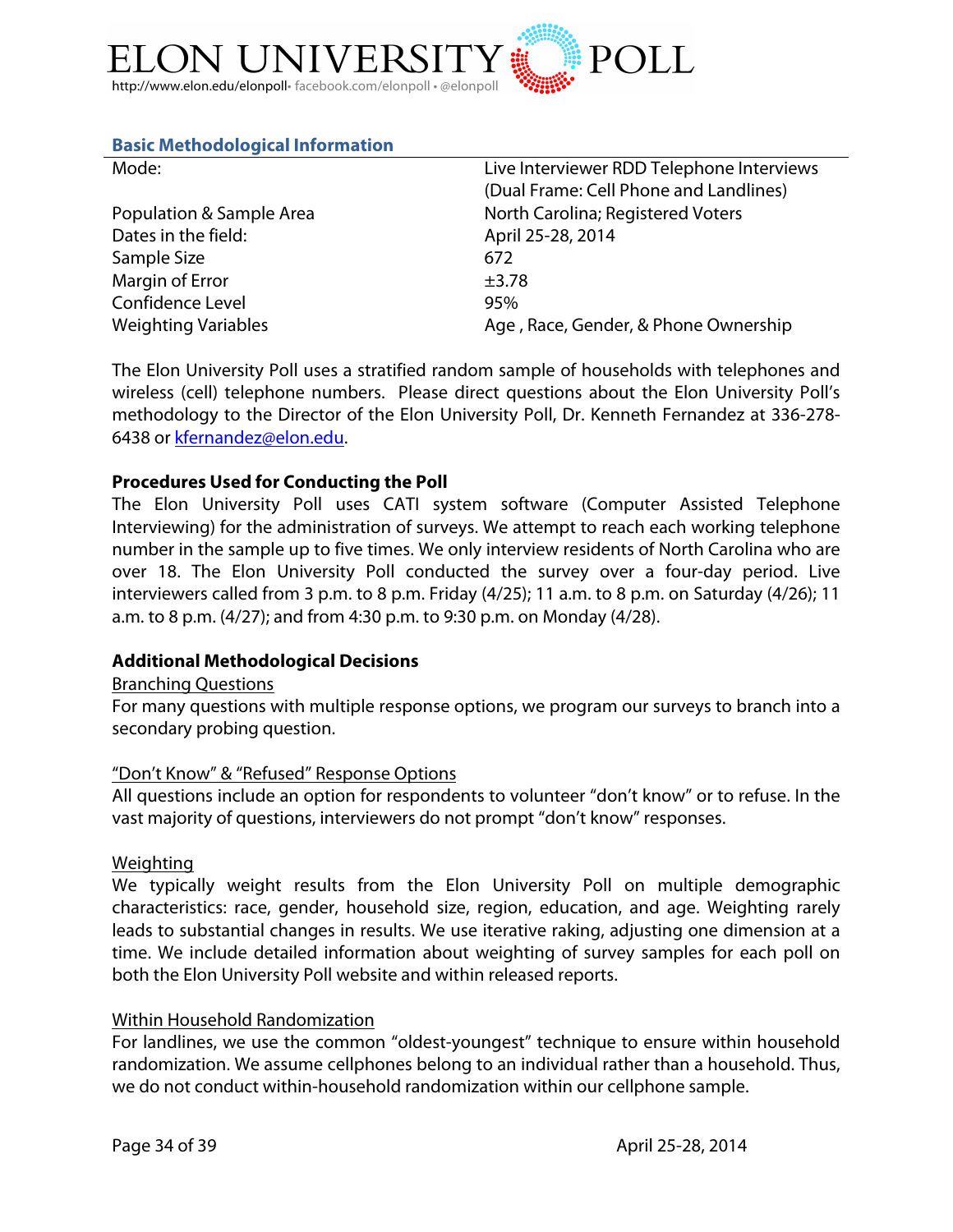### Basic Methodological Information

| | |
|---|---|
| Mode: | Live Interviewer RDD Telephone Interviews (Dual Frame: Cell Phone and Landlines) |
| Population & Sample Area | North Carolina; Registered Voters |
| Dates in the field: | April 25-28, 2014 |
| Sample Size | 672 |
| Margin of Error | ±3.78 |
| Confidence Level | 95% |
| Weighting Variables | Age , Race, Gender, & Phone Ownership |

The Elon University Poll uses a stratified random sample of households with telephones and wireless (cell) telephone numbers. Please direct questions about the Elon University Poll's methodology to the Director of the Elon University Poll, Dr. Kenneth Fernandez at 336-278-6438 or kfernandez@elon.edu.

**Procedures Used for Conducting the Poll**

The Elon University Poll uses CATI system software (Computer Assisted Telephone Interviewing) for the administration of surveys. We attempt to reach each working telephone number in the sample up to five times. We only interview residents of North Carolina who are over 18. The Elon University Poll conducted the survey over a four-day period. Live interviewers called from 3 p.m. to 8 p.m. Friday (4/25); 11 a.m. to 8 p.m. on Saturday (4/26); 11 a.m. to 8 p.m. (4/27); and from 4:30 p.m. to 9:30 p.m. on Monday (4/28).

**Additional Methodological Decisions**

Branching Questions

For many questions with multiple response options, we program our surveys to branch into a secondary probing question.

"Don't Know" & "Refused" Response Options

All questions include an option for respondents to volunteer "don't know" or to refuse. In the vast majority of questions, interviewers do not prompt "don't know" responses.

Weighting

We typically weight results from the Elon University Poll on multiple demographic characteristics: race, gender, household size, region, education, and age. Weighting rarely leads to substantial changes in results. We use iterative raking, adjusting one dimension at a time. We include detailed information about weighting of survey samples for each poll on both the Elon University Poll website and within released reports.

Within Household Randomization

For landlines, we use the common "oldest-youngest" technique to ensure within household randomization. We assume cellphones belong to an individual rather than a household. Thus, we do not conduct within-household randomization within our cellphone sample.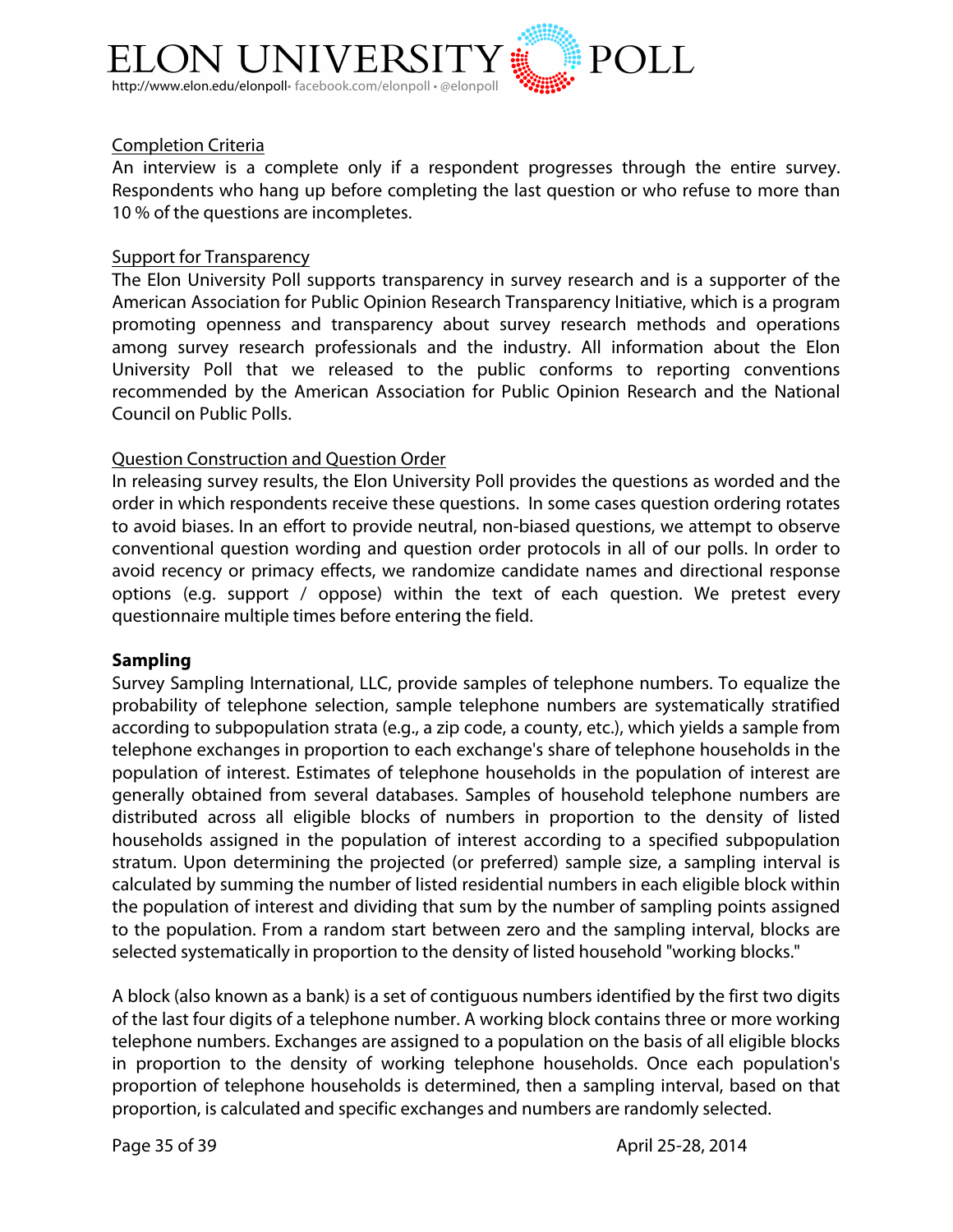Completion Criteria

An interview is a complete only if a respondent progresses through the entire survey. Respondents who hang up before completing the last question or who refuse to more than 10 % of the questions are incompletes.

Support for Transparency

The Elon University Poll supports transparency in survey research and is a supporter of the American Association for Public Opinion Research Transparency Initiative, which is a program promoting openness and transparency about survey research methods and operations among survey research professionals and the industry. All information about the Elon University Poll that we released to the public conforms to reporting conventions recommended by the American Association for Public Opinion Research and the National Council on Public Polls.

Question Construction and Question Order

In releasing survey results, the Elon University Poll provides the questions as worded and the order in which respondents receive these questions. In some cases question ordering rotates to avoid biases. In an effort to provide neutral, non-biased questions, we attempt to observe conventional question wording and question order protocols in all of our polls. In order to avoid recency or primacy effects, we randomize candidate names and directional response options (e.g. support / oppose) within the text of each question. We pretest every questionnaire multiple times before entering the field.

**Sampling**

Survey Sampling International, LLC, provide samples of telephone numbers. To equalize the probability of telephone selection, sample telephone numbers are systematically stratified according to subpopulation strata (e.g., a zip code, a county, etc.), which yields a sample from telephone exchanges in proportion to each exchange's share of telephone households in the population of interest. Estimates of telephone households in the population of interest are generally obtained from several databases. Samples of household telephone numbers are distributed across all eligible blocks of numbers in proportion to the density of listed households assigned in the population of interest according to a specified subpopulation stratum. Upon determining the projected (or preferred) sample size, a sampling interval is calculated by summing the number of listed residential numbers in each eligible block within the population of interest and dividing that sum by the number of sampling points assigned to the population. From a random start between zero and the sampling interval, blocks are selected systematically in proportion to the density of listed household "working blocks."

A block (also known as a bank) is a set of contiguous numbers identified by the first two digits of the last four digits of a telephone number. A working block contains three or more working telephone numbers. Exchanges are assigned to a population on the basis of all eligible blocks in proportion to the density of working telephone households. Once each population's proportion of telephone households is determined, then a sampling interval, based on that proportion, is calculated and specific exchanges and numbers are randomly selected.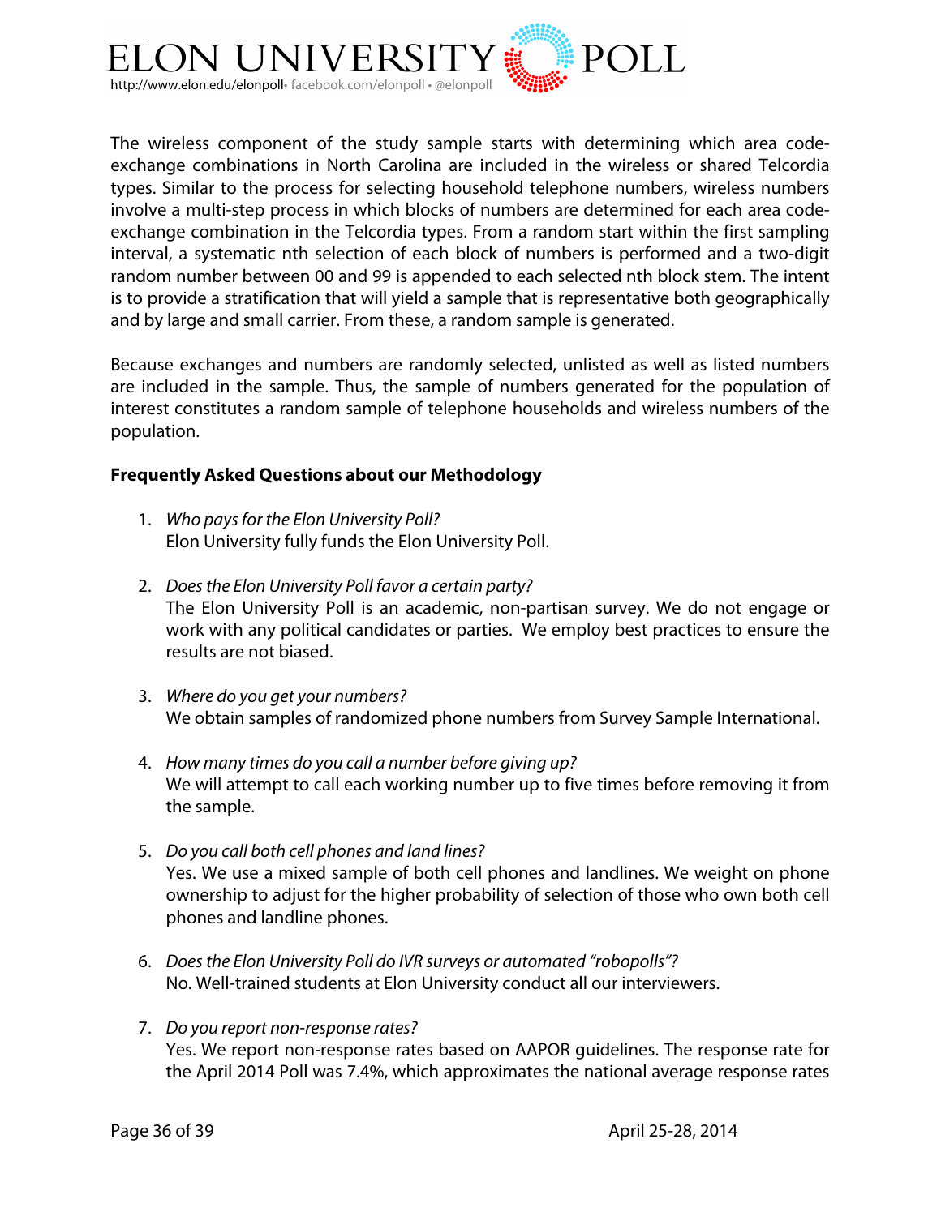The wireless component of the study sample starts with determining which area code-exchange combinations in North Carolina are included in the wireless or shared Telcordia types. Similar to the process for selecting household telephone numbers, wireless numbers involve a multi-step process in which blocks of numbers are determined for each area code-exchange combination in the Telcordia types. From a random start within the first sampling interval, a systematic nth selection of each block of numbers is performed and a two-digit random number between 00 and 99 is appended to each selected nth block stem. The intent is to provide a stratification that will yield a sample that is representative both geographically and by large and small carrier. From these, a random sample is generated.

Because exchanges and numbers are randomly selected, unlisted as well as listed numbers are included in the sample. Thus, the sample of numbers generated for the population of interest constitutes a random sample of telephone households and wireless numbers of the population.

**Frequently Asked Questions about our Methodology**

1. *Who pays for the Elon University Poll?*
   Elon University fully funds the Elon University Poll.

2. *Does the Elon University Poll favor a certain party?*
   The Elon University Poll is an academic, non-partisan survey. We do not engage or work with any political candidates or parties. We employ best practices to ensure the results are not biased.

3. *Where do you get your numbers?*
   We obtain samples of randomized phone numbers from Survey Sample International.

4. *How many times do you call a number before giving up?*
   We will attempt to call each working number up to five times before removing it from the sample.

5. *Do you call both cell phones and land lines?*
   Yes. We use a mixed sample of both cell phones and landlines. We weight on phone ownership to adjust for the higher probability of selection of those who own both cell phones and landline phones.

6. *Does the Elon University Poll do IVR surveys or automated "robopolls"?*
   No. Well-trained students at Elon University conduct all our interviewers.

7. *Do you report non-response rates?*
   Yes. We report non-response rates based on AAPOR guidelines. The response rate for the April 2014 Poll was 7.4%, which approximates the national average response rates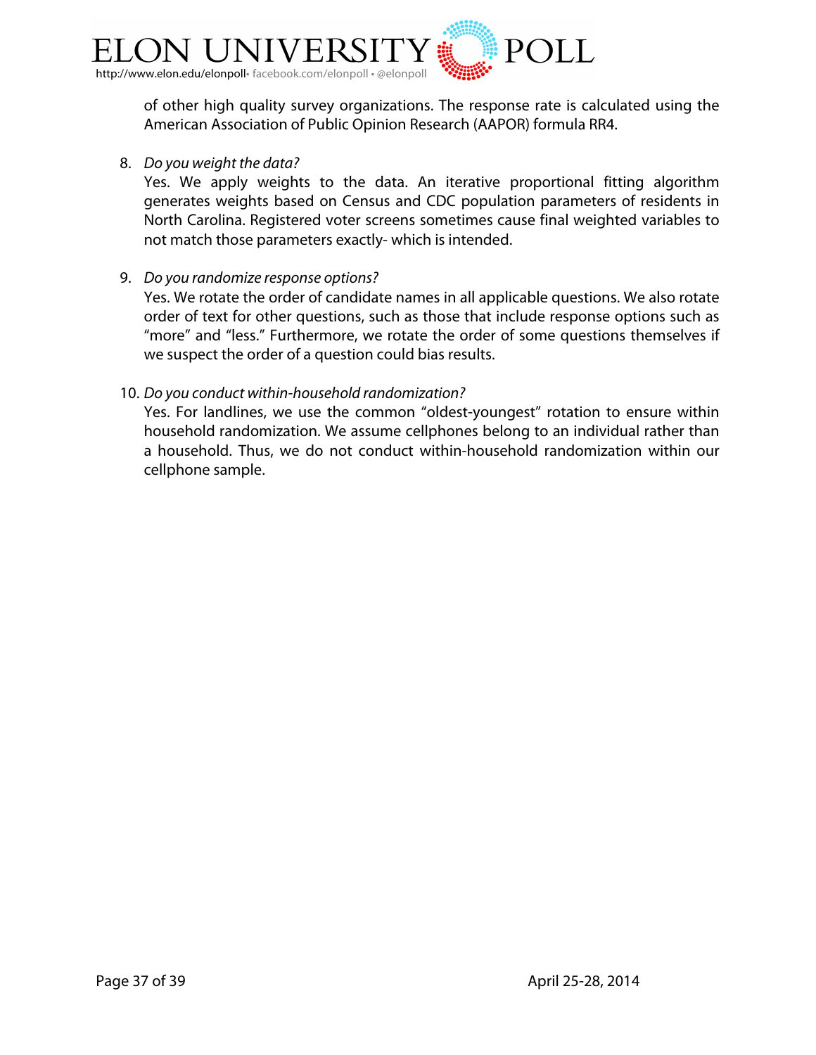of other high quality survey organizations. The response rate is calculated using the American Association of Public Opinion Research (AAPOR) formula RR4.

8. *Do you weight the data?*
   Yes. We apply weights to the data. An iterative proportional fitting algorithm generates weights based on Census and CDC population parameters of residents in North Carolina. Registered voter screens sometimes cause final weighted variables to not match those parameters exactly- which is intended.

9. *Do you randomize response options?*
   Yes. We rotate the order of candidate names in all applicable questions. We also rotate order of text for other questions, such as those that include response options such as "more" and "less." Furthermore, we rotate the order of some questions themselves if we suspect the order of a question could bias results.

10. *Do you conduct within-household randomization?*
    Yes. For landlines, we use the common "oldest-youngest" rotation to ensure within household randomization. We assume cellphones belong to an individual rather than a household. Thus, we do not conduct within-household randomization within our cellphone sample.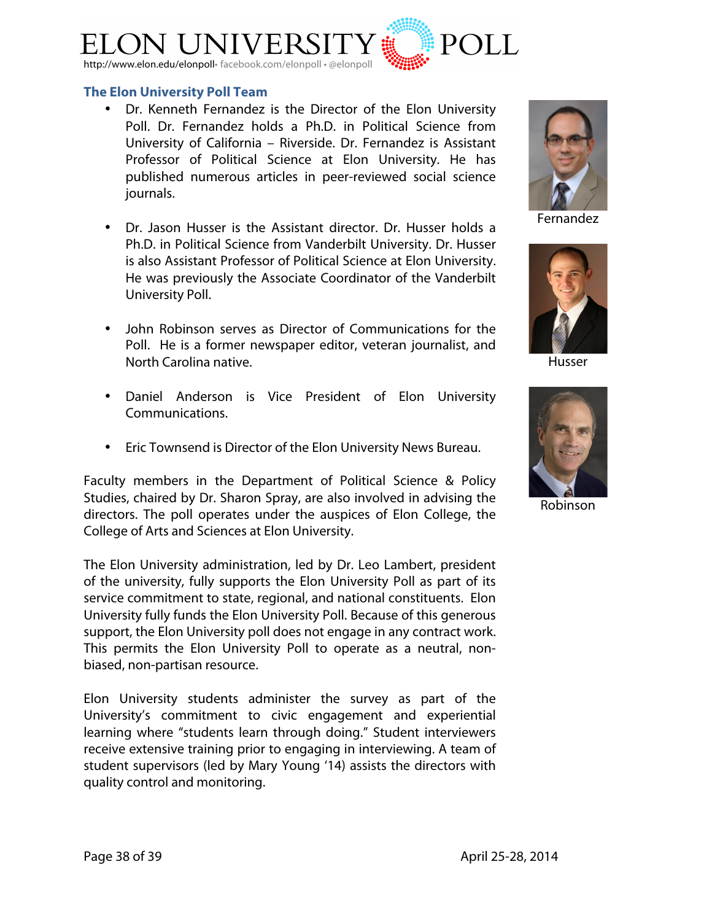## The Elon University Poll Team

- Dr. Kenneth Fernandez is the Director of the Elon University Poll. Dr. Fernandez holds a Ph.D. in Political Science from University of California – Riverside. Dr. Fernandez is Assistant Professor of Political Science at Elon University. He has published numerous articles in peer-reviewed social science journals.

- Dr. Jason Husser is the Assistant director. Dr. Husser holds a Ph.D. in Political Science from Vanderbilt University. Dr. Husser is also Assistant Professor of Political Science at Elon University. He was previously the Associate Coordinator of the Vanderbilt University Poll.

- John Robinson serves as Director of Communications for the Poll. He is a former newspaper editor, veteran journalist, and North Carolina native.

- Daniel Anderson is Vice President of Elon University Communications.

- Eric Townsend is Director of the Elon University News Bureau.

Fernandez

Husser

Robinson

Faculty members in the Department of Political Science & Policy Studies, chaired by Dr. Sharon Spray, are also involved in advising the directors. The poll operates under the auspices of Elon College, the College of Arts and Sciences at Elon University.

The Elon University administration, led by Dr. Leo Lambert, president of the university, fully supports the Elon University Poll as part of its service commitment to state, regional, and national constituents. Elon University fully funds the Elon University Poll. Because of this generous support, the Elon University poll does not engage in any contract work. This permits the Elon University Poll to operate as a neutral, non-biased, non-partisan resource.

Elon University students administer the survey as part of the University's commitment to civic engagement and experiential learning where "students learn through doing." Student interviewers receive extensive training prior to engaging in interviewing. A team of student supervisors (led by Mary Young '14) assists the directors with quality control and monitoring.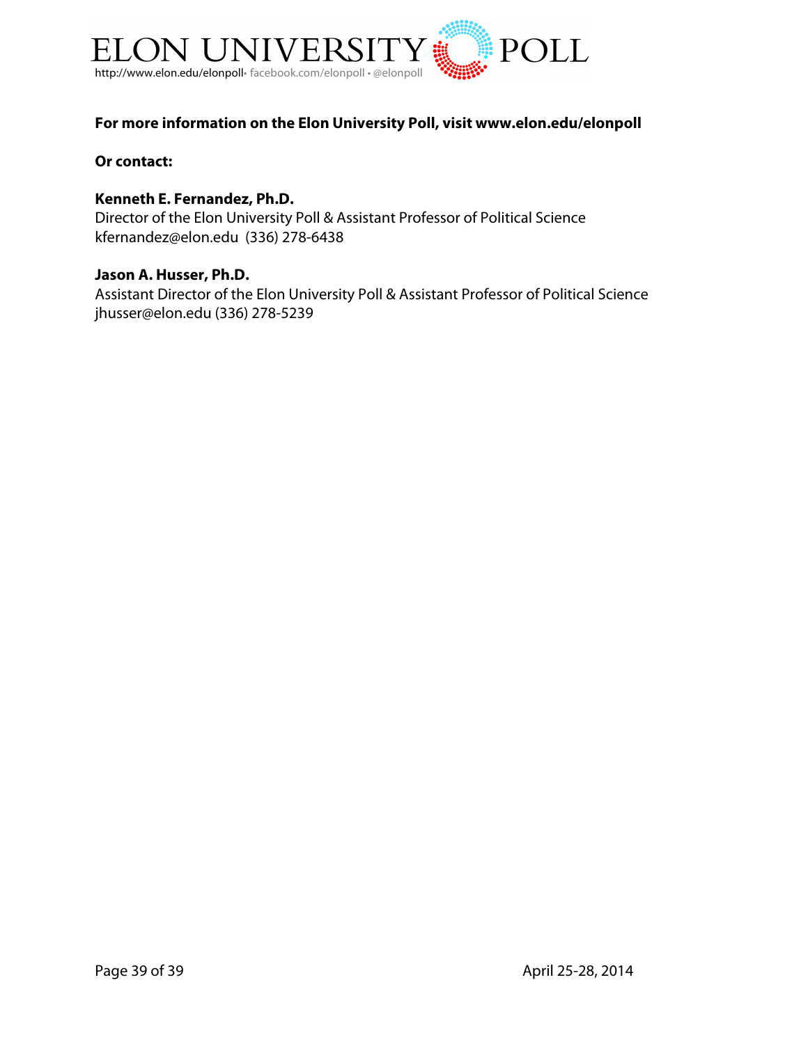**For more information on the Elon University Poll, visit www.elon.edu/elonpoll**

**Or contact:**

**Kenneth E. Fernandez, Ph.D.**
Director of the Elon University Poll & Assistant Professor of Political Science
kfernandez@elon.edu (336) 278-6438

**Jason A. Husser, Ph.D.**
Assistant Director of the Elon University Poll & Assistant Professor of Political Science
jhusser@elon.edu (336) 278-5239